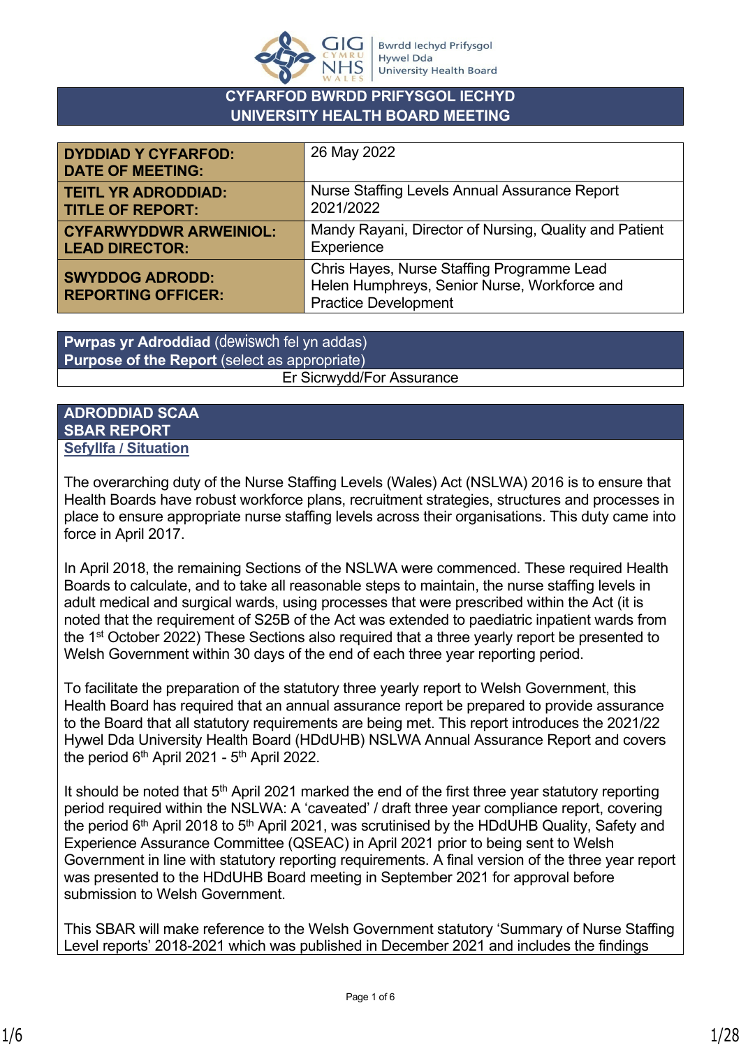# CYFARFOD BWRDD PRIFYSGOL IECHYD
# UNIVERSITY HEALTH BOARD MEETING

| | |
|---|---|
| **DYDDIAD Y CYFARFOD: DATE OF MEETING:** | 26 May 2022 |
| **TEITL YR ADRODDIAD: TITLE OF REPORT:** | Nurse Staffing Levels Annual Assurance Report 2021/2022 |
| **CYFARWYDDWR ARWEINIOL: LEAD DIRECTOR:** | Mandy Rayani, Director of Nursing, Quality and Patient Experience |
| **SWYDDOG ADRODD: REPORTING OFFICER:** | Chris Hayes, Nurse Staffing Programme Lead<br>Helen Humphreys, Senior Nurse, Workforce and Practice Development |

| **Pwrpas yr Adroddiad** (dewiswch fel yn addas)<br>**Purpose of the Report** (select as appropriate) |
|---|
| Er Sicrwydd/For Assurance |

## ADRODDIAD SCAA
## SBAR REPORT

### Sefyllfa / Situation

The overarching duty of the Nurse Staffing Levels (Wales) Act (NSLWA) 2016 is to ensure that Health Boards have robust workforce plans, recruitment strategies, structures and processes in place to ensure appropriate nurse staffing levels across their organisations. This duty came into force in April 2017.

In April 2018, the remaining Sections of the NSLWA were commenced. These required Health Boards to calculate, and to take all reasonable steps to maintain, the nurse staffing levels in adult medical and surgical wards, using processes that were prescribed within the Act (it is noted that the requirement of S25B of the Act was extended to paediatric inpatient wards from the 1st October 2022) These Sections also required that a three yearly report be presented to Welsh Government within 30 days of the end of each three year reporting period.

To facilitate the preparation of the statutory three yearly report to Welsh Government, this Health Board has required that an annual assurance report be prepared to provide assurance to the Board that all statutory requirements are being met. This report introduces the 2021/22 Hywel Dda University Health Board (HDdUHB) NSLWA Annual Assurance Report and covers the period 6th April 2021 - 5th April 2022.

It should be noted that 5th April 2021 marked the end of the first three year statutory reporting period required within the NSLWA: A 'caveated' / draft three year compliance report, covering the period 6th April 2018 to 5th April 2021, was scrutinised by the HDdUHB Quality, Safety and Experience Assurance Committee (QSEAC) in April 2021 prior to being sent to Welsh Government in line with statutory reporting requirements. A final version of the three year report was presented to the HDdUHB Board meeting in September 2021 for approval before submission to Welsh Government.

This SBAR will make reference to the Welsh Government statutory 'Summary of Nurse Staffing Level reports' 2018-2021 which was published in December 2021 and includes the findings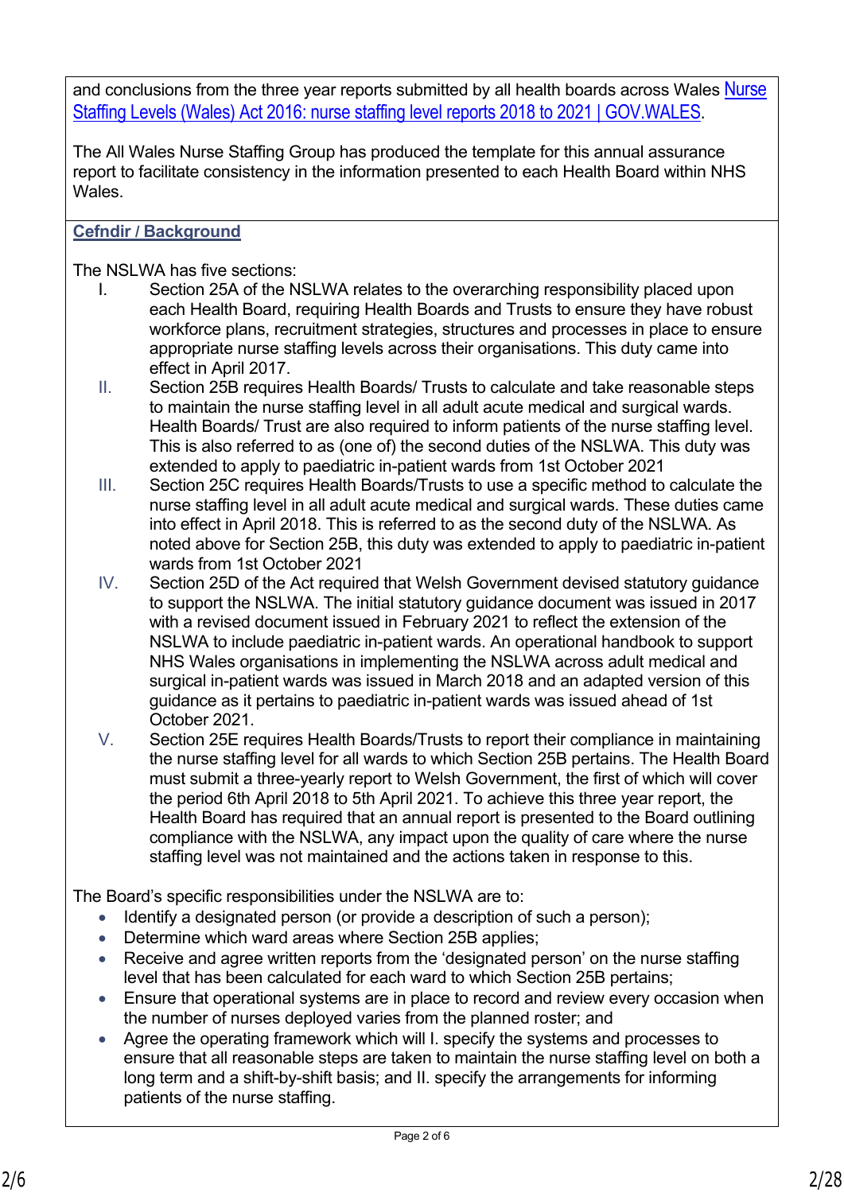and conclusions from the three year reports submitted by all health boards across Wales [Nurse Staffing Levels (Wales) Act 2016: nurse staffing level reports 2018 to 2021 | GOV.WALES](#).

The All Wales Nurse Staffing Group has produced the template for this annual assurance report to facilitate consistency in the information presented to each Health Board within NHS Wales.

**Cefndir / Background**

The NSLWA has five sections:

I. Section 25A of the NSLWA relates to the overarching responsibility placed upon each Health Board, requiring Health Boards and Trusts to ensure they have robust workforce plans, recruitment strategies, structures and processes in place to ensure appropriate nurse staffing levels across their organisations. This duty came into effect in April 2017.

II. Section 25B requires Health Boards/ Trusts to calculate and take reasonable steps to maintain the nurse staffing level in all adult acute medical and surgical wards. Health Boards/ Trust are also required to inform patients of the nurse staffing level. This is also referred to as (one of) the second duties of the NSLWA. This duty was extended to apply to paediatric in-patient wards from 1st October 2021

III. Section 25C requires Health Boards/Trusts to use a specific method to calculate the nurse staffing level in all adult acute medical and surgical wards. These duties came into effect in April 2018. This is referred to as the second duty of the NSLWA. As noted above for Section 25B, this duty was extended to apply to paediatric in-patient wards from 1st October 2021

IV. Section 25D of the Act required that Welsh Government devised statutory guidance to support the NSLWA. The initial statutory guidance document was issued in 2017 with a revised document issued in February 2021 to reflect the extension of the NSLWA to include paediatric in-patient wards. An operational handbook to support NHS Wales organisations in implementing the NSLWA across adult medical and surgical in-patient wards was issued in March 2018 and an adapted version of this guidance as it pertains to paediatric in-patient wards was issued ahead of 1st October 2021.

V. Section 25E requires Health Boards/Trusts to report their compliance in maintaining the nurse staffing level for all wards to which Section 25B pertains. The Health Board must submit a three-yearly report to Welsh Government, the first of which will cover the period 6th April 2018 to 5th April 2021. To achieve this three year report, the Health Board has required that an annual report is presented to the Board outlining compliance with the NSLWA, any impact upon the quality of care where the nurse staffing level was not maintained and the actions taken in response to this.

The Board's specific responsibilities under the NSLWA are to:

- Identify a designated person (or provide a description of such a person);
- Determine which ward areas where Section 25B applies;
- Receive and agree written reports from the 'designated person' on the nurse staffing level that has been calculated for each ward to which Section 25B pertains;
- Ensure that operational systems are in place to record and review every occasion when the number of nurses deployed varies from the planned roster; and
- Agree the operating framework which will I. specify the systems and processes to ensure that all reasonable steps are taken to maintain the nurse staffing level on both a long term and a shift-by-shift basis; and II. specify the arrangements for informing patients of the nurse staffing.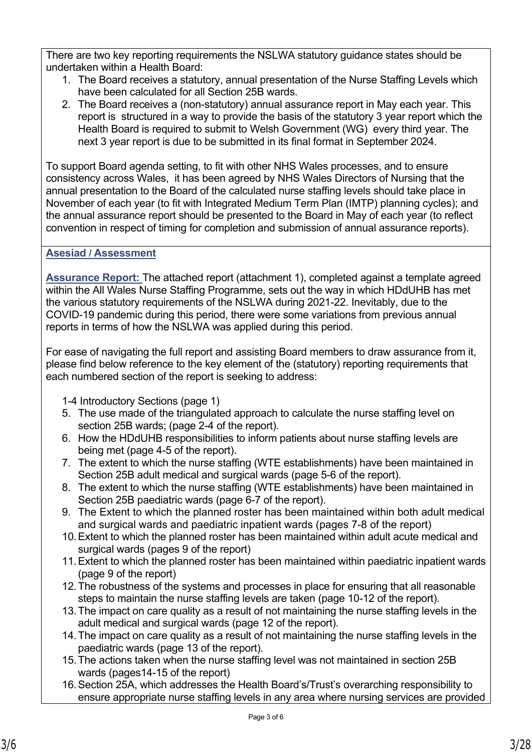There are two key reporting requirements the NSLWA statutory guidance states should be undertaken within a Health Board:

1. The Board receives a statutory, annual presentation of the Nurse Staffing Levels which have been calculated for all Section 25B wards.
2. The Board receives a (non-statutory) annual assurance report in May each year. This report is structured in a way to provide the basis of the statutory 3 year report which the Health Board is required to submit to Welsh Government (WG) every third year. The next 3 year report is due to be submitted in its final format in September 2024.

To support Board agenda setting, to fit with other NHS Wales processes, and to ensure consistency across Wales, it has been agreed by NHS Wales Directors of Nursing that the annual presentation to the Board of the calculated nurse staffing levels should take place in November of each year (to fit with Integrated Medium Term Plan (IMTP) planning cycles); and the annual assurance report should be presented to the Board in May of each year (to reflect convention in respect of timing for completion and submission of annual assurance reports).

**Asesiad / Assessment**

**Assurance Report:** The attached report (attachment 1), completed against a template agreed within the All Wales Nurse Staffing Programme, sets out the way in which HDdUHB has met the various statutory requirements of the NSLWA during 2021-22. Inevitably, due to the COVID-19 pandemic during this period, there were some variations from previous annual reports in terms of how the NSLWA was applied during this period.

For ease of navigating the full report and assisting Board members to draw assurance from it, please find below reference to the key element of the (statutory) reporting requirements that each numbered section of the report is seeking to address:

1-4 Introductory Sections (page 1)

5. The use made of the triangulated approach to calculate the nurse staffing level on section 25B wards; (page 2-4 of the report).
6. How the HDdUHB responsibilities to inform patients about nurse staffing levels are being met (page 4-5 of the report).
7. The extent to which the nurse staffing (WTE establishments) have been maintained in Section 25B adult medical and surgical wards (page 5-6 of the report).
8. The extent to which the nurse staffing (WTE establishments) have been maintained in Section 25B paediatric wards (page 6-7 of the report).
9. The Extent to which the planned roster has been maintained within both adult medical and surgical wards and paediatric inpatient wards (pages 7-8 of the report)
10. Extent to which the planned roster has been maintained within adult acute medical and surgical wards (pages 9 of the report)
11. Extent to which the planned roster has been maintained within paediatric inpatient wards (page 9 of the report)
12. The robustness of the systems and processes in place for ensuring that all reasonable steps to maintain the nurse staffing levels are taken (page 10-12 of the report).
13. The impact on care quality as a result of not maintaining the nurse staffing levels in the adult medical and surgical wards (page 12 of the report).
14. The impact on care quality as a result of not maintaining the nurse staffing levels in the paediatric wards (page 13 of the report).
15. The actions taken when the nurse staffing level was not maintained in section 25B wards (pages14-15 of the report)
16. Section 25A, which addresses the Health Board's/Trust's overarching responsibility to ensure appropriate nurse staffing levels in any area where nursing services are provided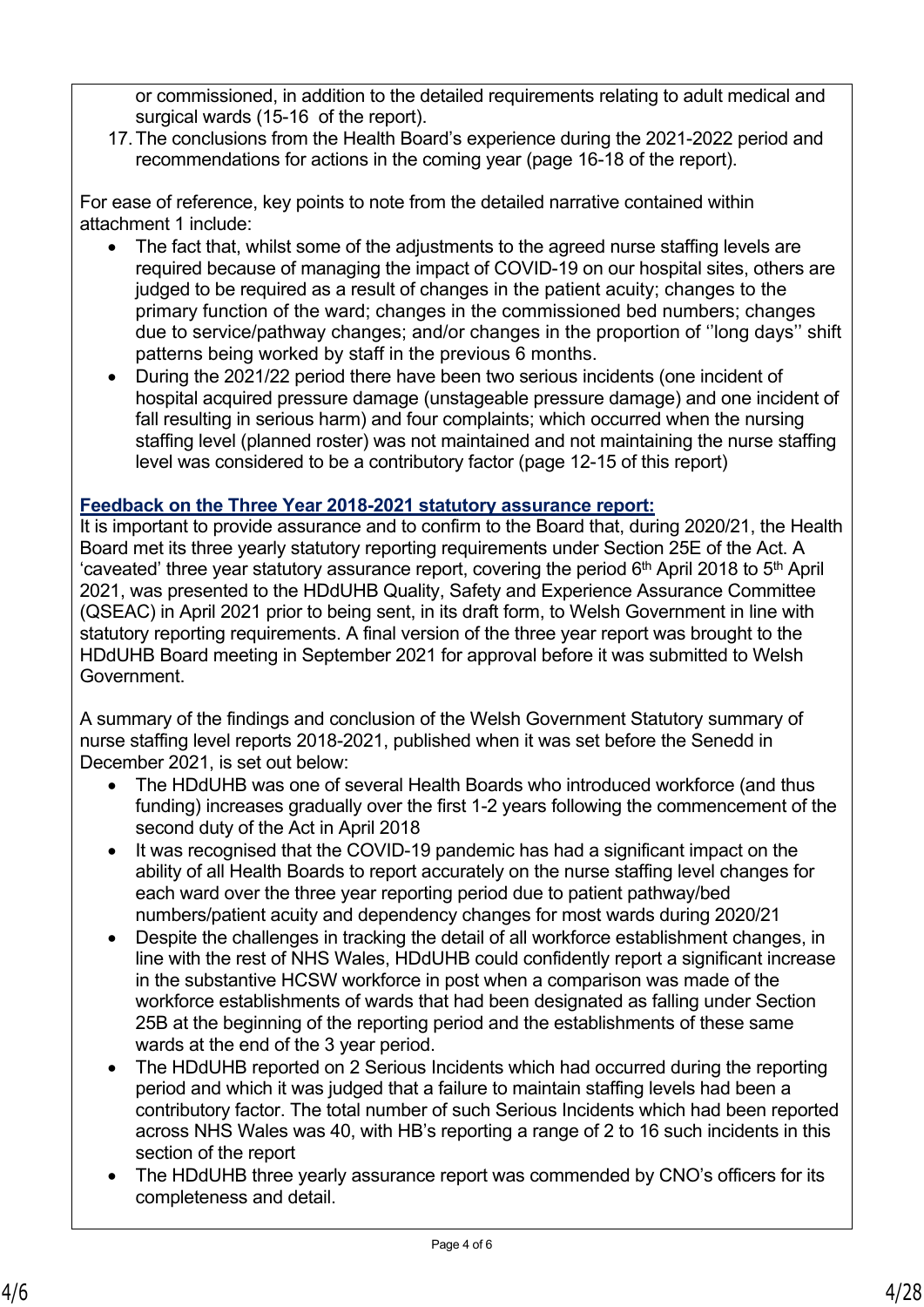or commissioned, in addition to the detailed requirements relating to adult medical and surgical wards (15-16 of the report).

17. The conclusions from the Health Board's experience during the 2021-2022 period and recommendations for actions in the coming year (page 16-18 of the report).

For ease of reference, key points to note from the detailed narrative contained within attachment 1 include:

- The fact that, whilst some of the adjustments to the agreed nurse staffing levels are required because of managing the impact of COVID-19 on our hospital sites, others are judged to be required as a result of changes in the patient acuity; changes to the primary function of the ward; changes in the commissioned bed numbers; changes due to service/pathway changes; and/or changes in the proportion of ''long days'' shift patterns being worked by staff in the previous 6 months.
- During the 2021/22 period there have been two serious incidents (one incident of hospital acquired pressure damage (unstageable pressure damage) and one incident of fall resulting in serious harm) and four complaints; which occurred when the nursing staffing level (planned roster) was not maintained and not maintaining the nurse staffing level was considered to be a contributory factor (page 12-15 of this report)

**Feedback on the Three Year 2018-2021 statutory assurance report:**

It is important to provide assurance and to confirm to the Board that, during 2020/21, the Health Board met its three yearly statutory reporting requirements under Section 25E of the Act. A 'caveated' three year statutory assurance report, covering the period 6th April 2018 to 5th April 2021, was presented to the HDdUHB Quality, Safety and Experience Assurance Committee (QSEAC) in April 2021 prior to being sent, in its draft form, to Welsh Government in line with statutory reporting requirements. A final version of the three year report was brought to the HDdUHB Board meeting in September 2021 for approval before it was submitted to Welsh Government.

A summary of the findings and conclusion of the Welsh Government Statutory summary of nurse staffing level reports 2018-2021, published when it was set before the Senedd in December 2021, is set out below:

- The HDdUHB was one of several Health Boards who introduced workforce (and thus funding) increases gradually over the first 1-2 years following the commencement of the second duty of the Act in April 2018
- It was recognised that the COVID-19 pandemic has had a significant impact on the ability of all Health Boards to report accurately on the nurse staffing level changes for each ward over the three year reporting period due to patient pathway/bed numbers/patient acuity and dependency changes for most wards during 2020/21
- Despite the challenges in tracking the detail of all workforce establishment changes, in line with the rest of NHS Wales, HDdUHB could confidently report a significant increase in the substantive HCSW workforce in post when a comparison was made of the workforce establishments of wards that had been designated as falling under Section 25B at the beginning of the reporting period and the establishments of these same wards at the end of the 3 year period.
- The HDdUHB reported on 2 Serious Incidents which had occurred during the reporting period and which it was judged that a failure to maintain staffing levels had been a contributory factor. The total number of such Serious Incidents which had been reported across NHS Wales was 40, with HB's reporting a range of 2 to 16 such incidents in this section of the report
- The HDdUHB three yearly assurance report was commended by CNO's officers for its completeness and detail.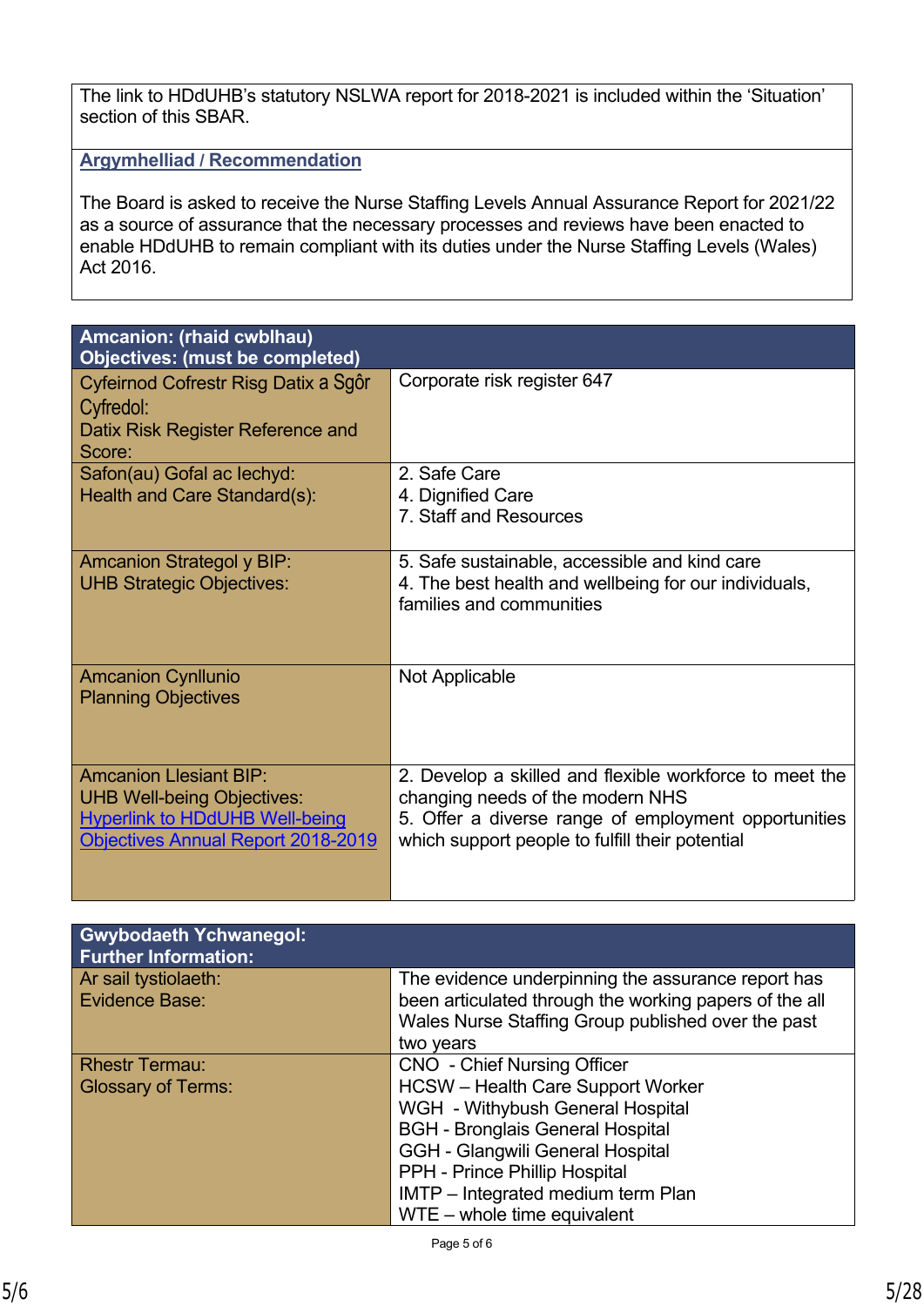The link to HDdUHB's statutory NSLWA report for 2018-2021 is included within the 'Situation' section of this SBAR.

**Argymhelliad / Recommendation**

The Board is asked to receive the Nurse Staffing Levels Annual Assurance Report for 2021/22 as a source of assurance that the necessary processes and reviews have been enacted to enable HDdUHB to remain compliant with its duties under the Nurse Staffing Levels (Wales) Act 2016.

| **Amcanion: (rhaid cwblhau)<br>Objectives: (must be completed)** | |
|---|---|
| Cyfeirnod Cofrestr Risg Datix a Sgôr Cyfredol:<br>Datix Risk Register Reference and Score: | Corporate risk register 647 |
| Safon(au) Gofal ac Iechyd:<br>Health and Care Standard(s): | 2. Safe Care<br>4. Dignified Care<br>7. Staff and Resources |
| Amcanion Strategol y BIP:<br>UHB Strategic Objectives: | 5. Safe sustainable, accessible and kind care<br>4. The best health and wellbeing for our individuals, families and communities |
| Amcanion Cynllunio<br>Planning Objectives | Not Applicable |
| Amcanion Llesiant BIP:<br>UHB Well-being Objectives:<br>Hyperlink to HDdUHB Well-being Objectives Annual Report 2018-2019 | 2. Develop a skilled and flexible workforce to meet the changing needs of the modern NHS<br>5. Offer a diverse range of employment opportunities which support people to fulfill their potential |

| **Gwybodaeth Ychwanegol:<br>Further Information:** | |
|---|---|
| Ar sail tystiolaeth:<br>Evidence Base: | The evidence underpinning the assurance report has been articulated through the working papers of the all Wales Nurse Staffing Group published over the past two years |
| Rhestr Termau:<br>Glossary of Terms: | CNO - Chief Nursing Officer<br>HCSW – Health Care Support Worker<br>WGH - Withybush General Hospital<br>BGH - Bronglais General Hospital<br>GGH - Glangwili General Hospital<br>PPH - Prince Phillip Hospital<br>IMTP – Integrated medium term Plan<br>WTE – whole time equivalent |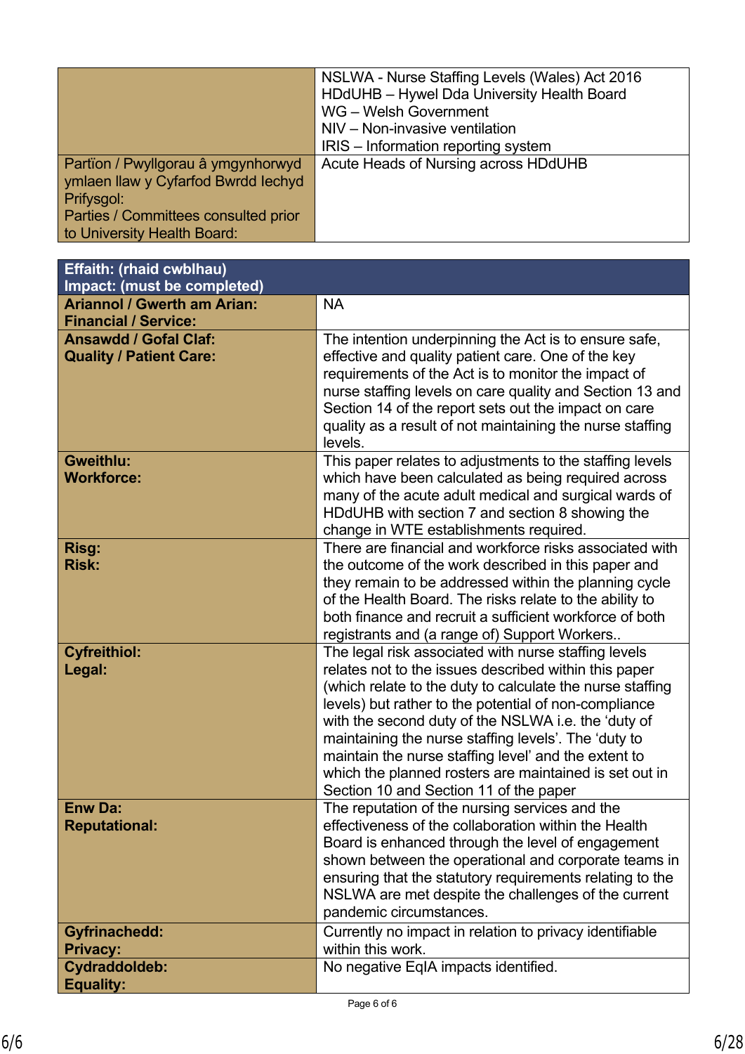| | |
|---|---|
| | NSLWA - Nurse Staffing Levels (Wales) Act 2016<br>HDdUHB – Hywel Dda University Health Board<br>WG – Welsh Government<br>NIV – Non-invasive ventilation<br>IRIS – Information reporting system |
| Partïon / Pwyllgorau â ymgynhorwyd ymlaen llaw y Cyfarfod Bwrdd Iechyd Prifysgol:<br>Parties / Committees consulted prior to University Health Board: | Acute Heads of Nursing across HDdUHB |

| **Effaith: (rhaid cwblhau)<br>Impact: (must be completed)** | |
|---|---|
| **Ariannol / Gwerth am Arian:<br>Financial / Service:** | NA |
| **Ansawdd / Gofal Claf:<br>Quality / Patient Care:** | The intention underpinning the Act is to ensure safe, effective and quality patient care. One of the key requirements of the Act is to monitor the impact of nurse staffing levels on care quality and Section 13 and Section 14 of the report sets out the impact on care quality as a result of not maintaining the nurse staffing levels. |
| **Gweithlu:<br>Workforce:** | This paper relates to adjustments to the staffing levels which have been calculated as being required across many of the acute adult medical and surgical wards of HDdUHB with section 7 and section 8 showing the change in WTE establishments required. |
| **Risg:<br>Risk:** | There are financial and workforce risks associated with the outcome of the work described in this paper and they remain to be addressed within the planning cycle of the Health Board. The risks relate to the ability to both finance and recruit a sufficient workforce of both registrants and (a range of) Support Workers.. |
| **Cyfreithiol:<br>Legal:** | The legal risk associated with nurse staffing levels relates not to the issues described within this paper (which relate to the duty to calculate the nurse staffing levels) but rather to the potential of non-compliance with the second duty of the NSLWA i.e. the 'duty of maintaining the nurse staffing levels'. The 'duty to maintain the nurse staffing level' and the extent to which the planned rosters are maintained is set out in Section 10 and Section 11 of the paper |
| **Enw Da:<br>Reputational:** | The reputation of the nursing services and the effectiveness of the collaboration within the Health Board is enhanced through the level of engagement shown between the operational and corporate teams in ensuring that the statutory requirements relating to the NSLWA are met despite the challenges of the current pandemic circumstances. |
| **Gyfrinachedd:<br>Privacy:** | Currently no impact in relation to privacy identifiable within this work. |
| **Cydraddoldeb:<br>Equality:** | No negative EqIA impacts identified. |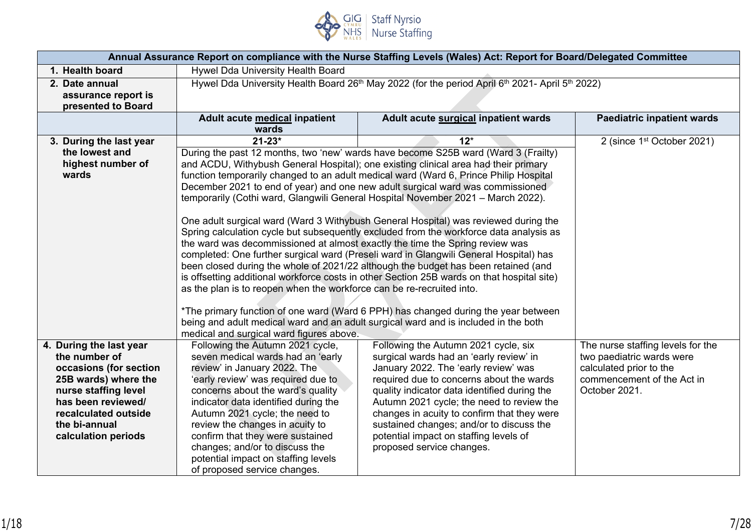GIG CYMRU NHS WALES | Staff Nyrsio Nurse Staffing

| Annual Assurance Report on compliance with the Nurse Staffing Levels (Wales) Act: Report for Board/Delegated Committee | | | |
|---|---|---|---|
| **1. Health board** | Hywel Dda University Health Board | | |
| **2. Date annual assurance report is presented to Board** | Hywel Dda University Health Board 26th May 2022 (for the period April 6th 2021- April 5th 2022) | | |
| | **Adult acute medical inpatient wards** | **Adult acute surgical inpatient wards** | **Paediatric inpatient wards** |
| **3. During the last year the lowest and highest number of wards** | **21-23*** | **12*** | 2 (since 1st October 2021) |
| | During the past 12 months, two 'new' wards have become S25B ward (Ward 3 (Frailty) and ACDU, Withybush General Hospital); one existing clinical area had their primary function temporarily changed to an adult medical ward (Ward 6, Prince Philip Hospital December 2021 to end of year) and one new adult surgical ward was commissioned temporarily (Cothi ward, Glangwili General Hospital November 2021 – March 2022).<br><br>One adult surgical ward (Ward 3 Withybush General Hospital) was reviewed during the Spring calculation cycle but subsequently excluded from the workforce data analysis as the ward was decommissioned at almost exactly the time the Spring review was completed: One further surgical ward (Preseli ward in Glangwili General Hospital) has been closed during the whole of 2021/22 although the budget has been retained (and is offsetting additional workforce costs in other Section 25B wards on that hospital site) as the plan is to reopen when the workforce can be re-recruited into.<br><br>*The primary function of one ward (Ward 6 PPH) has changed during the year between being and adult medical ward and an adult surgical ward and is included in the both medical and surgical ward figures above. | | |
| **4. During the last year the number of occasions (for section 25B wards) where the nurse staffing level has been reviewed/ recalculated outside the bi-annual calculation periods** | Following the Autumn 2021 cycle, seven medical wards had an 'early review' in January 2022. The 'early review' was required due to concerns about the ward's quality indicator data identified during the Autumn 2021 cycle; the need to review the changes in acuity to confirm that they were sustained changes; and/or to discuss the potential impact on staffing levels of proposed service changes. | Following the Autumn 2021 cycle, six surgical wards had an 'early review' in January 2022. The 'early review' was required due to concerns about the wards quality indicator data identified during the Autumn 2021 cycle; the need to review the changes in acuity to confirm that they were sustained changes; and/or to discuss the potential impact on staffing levels of proposed service changes. | The nurse staffing levels for the two paediatric wards were calculated prior to the commencement of the Act in October 2021. |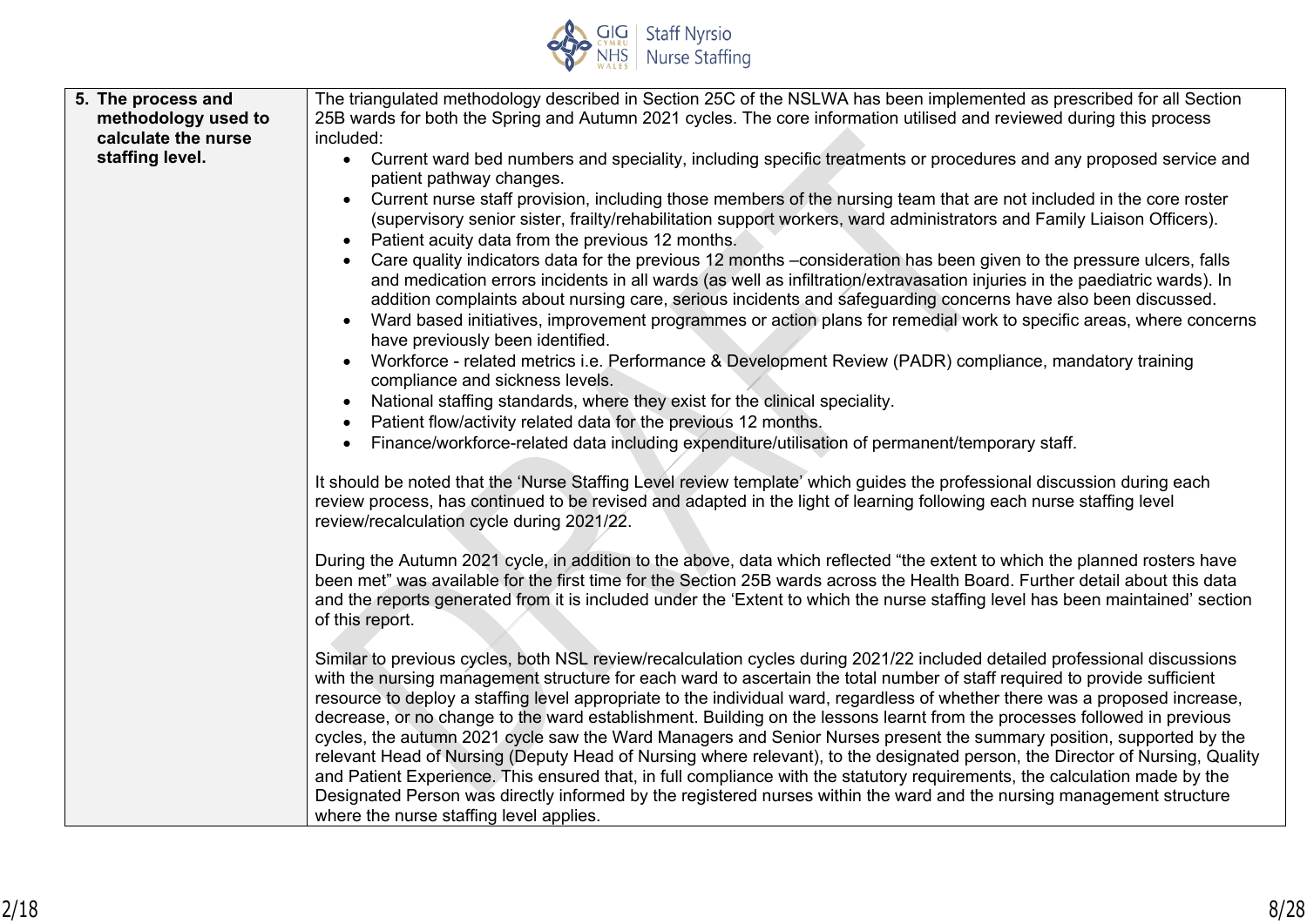| 5. The process and methodology used to calculate the nurse staffing level. | The triangulated methodology described in Section 25C of the NSLWA has been implemented as prescribed for all Section 25B wards for both the Spring and Autumn 2021 cycles. The core information utilised and reviewed during this process included:<br>• Current ward bed numbers and speciality, including specific treatments or procedures and any proposed service and patient pathway changes.<br>• Current nurse staff provision, including those members of the nursing team that are not included in the core roster (supervisory senior sister, frailty/rehabilitation support workers, ward administrators and Family Liaison Officers).<br>• Patient acuity data from the previous 12 months.<br>• Care quality indicators data for the previous 12 months –consideration has been given to the pressure ulcers, falls and medication errors incidents in all wards (as well as infiltration/extravasation injuries in the paediatric wards). In addition complaints about nursing care, serious incidents and safeguarding concerns have also been discussed.<br>• Ward based initiatives, improvement programmes or action plans for remedial work to specific areas, where concerns have previously been identified.<br>• Workforce - related metrics i.e. Performance & Development Review (PADR) compliance, mandatory training compliance and sickness levels.<br>• National staffing standards, where they exist for the clinical speciality.<br>• Patient flow/activity related data for the previous 12 months.<br>• Finance/workforce-related data including expenditure/utilisation of permanent/temporary staff.<br><br>It should be noted that the 'Nurse Staffing Level review template' which guides the professional discussion during each review process, has continued to be revised and adapted in the light of learning following each nurse staffing level review/recalculation cycle during 2021/22.<br><br>During the Autumn 2021 cycle, in addition to the above, data which reflected "the extent to which the planned rosters have been met" was available for the first time for the Section 25B wards across the Health Board. Further detail about this data and the reports generated from it is included under the 'Extent to which the nurse staffing level has been maintained' section of this report.<br><br>Similar to previous cycles, both NSL review/recalculation cycles during 2021/22 included detailed professional discussions with the nursing management structure for each ward to ascertain the total number of staff required to provide sufficient resource to deploy a staffing level appropriate to the individual ward, regardless of whether there was a proposed increase, decrease, or no change to the ward establishment. Building on the lessons learnt from the processes followed in previous cycles, the autumn 2021 cycle saw the Ward Managers and Senior Nurses present the summary position, supported by the relevant Head of Nursing (Deputy Head of Nursing where relevant), to the designated person, the Director of Nursing, Quality and Patient Experience. This ensured that, in full compliance with the statutory requirements, the calculation made by the Designated Person was directly informed by the registered nurses within the ward and the nursing management structure where the nurse staffing level applies. |
|---|---|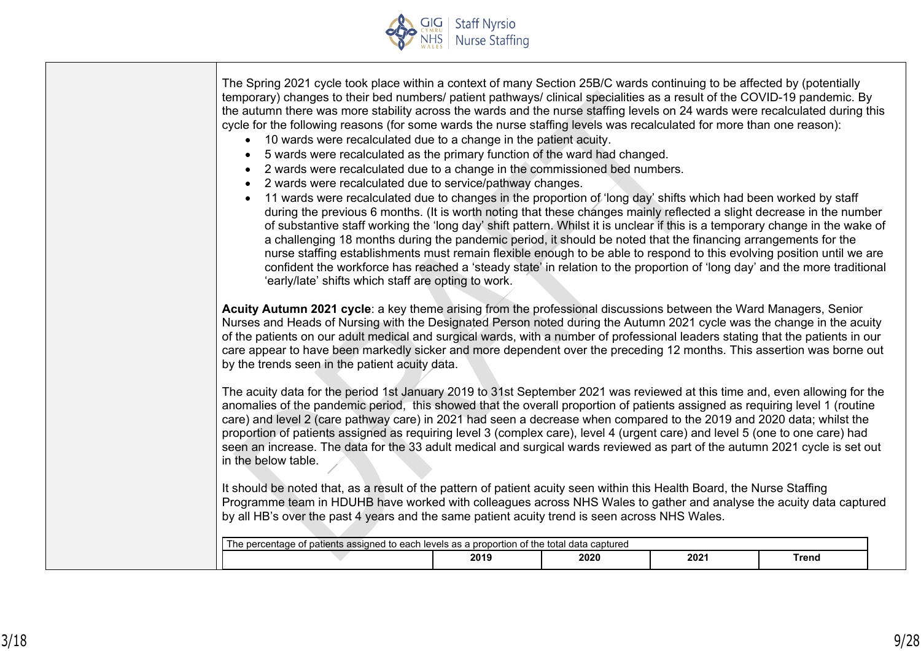The Spring 2021 cycle took place within a context of many Section 25B/C wards continuing to be affected by (potentially temporary) changes to their bed numbers/ patient pathways/ clinical specialities as a result of the COVID-19 pandemic. By the autumn there was more stability across the wards and the nurse staffing levels on 24 wards were recalculated during this cycle for the following reasons (for some wards the nurse staffing levels was recalculated for more than one reason):

- 10 wards were recalculated due to a change in the patient acuity.
- 5 wards were recalculated as the primary function of the ward had changed.
- 2 wards were recalculated due to a change in the commissioned bed numbers.
- 2 wards were recalculated due to service/pathway changes.
- 11 wards were recalculated due to changes in the proportion of 'long day' shifts which had been worked by staff during the previous 6 months. (It is worth noting that these changes mainly reflected a slight decrease in the number of substantive staff working the 'long day' shift pattern. Whilst it is unclear if this is a temporary change in the wake of a challenging 18 months during the pandemic period, it should be noted that the financing arrangements for the nurse staffing establishments must remain flexible enough to be able to respond to this evolving position until we are confident the workforce has reached a 'steady state' in relation to the proportion of 'long day' and the more traditional 'early/late' shifts which staff are opting to work.

**Acuity Autumn 2021 cycle**: a key theme arising from the professional discussions between the Ward Managers, Senior Nurses and Heads of Nursing with the Designated Person noted during the Autumn 2021 cycle was the change in the acuity of the patients on our adult medical and surgical wards, with a number of professional leaders stating that the patients in our care appear to have been markedly sicker and more dependent over the preceding 12 months. This assertion was borne out by the trends seen in the patient acuity data.

The acuity data for the period 1st January 2019 to 31st September 2021 was reviewed at this time and, even allowing for the anomalies of the pandemic period, this showed that the overall proportion of patients assigned as requiring level 1 (routine care) and level 2 (care pathway care) in 2021 had seen a decrease when compared to the 2019 and 2020 data; whilst the proportion of patients assigned as requiring level 3 (complex care), level 4 (urgent care) and level 5 (one to one care) had seen an increase. The data for the 33 adult medical and surgical wards reviewed as part of the autumn 2021 cycle is set out in the below table.

It should be noted that, as a result of the pattern of patient acuity seen within this Health Board, the Nurse Staffing Programme team in HDUHB have worked with colleagues across NHS Wales to gather and analyse the acuity data captured by all HB's over the past 4 years and the same patient acuity trend is seen across NHS Wales.

| The percentage of patients assigned to each levels as a proportion of the total data captured | | | | |
|---|---|---|---|---|
| | 2019 | 2020 | 2021 | Trend |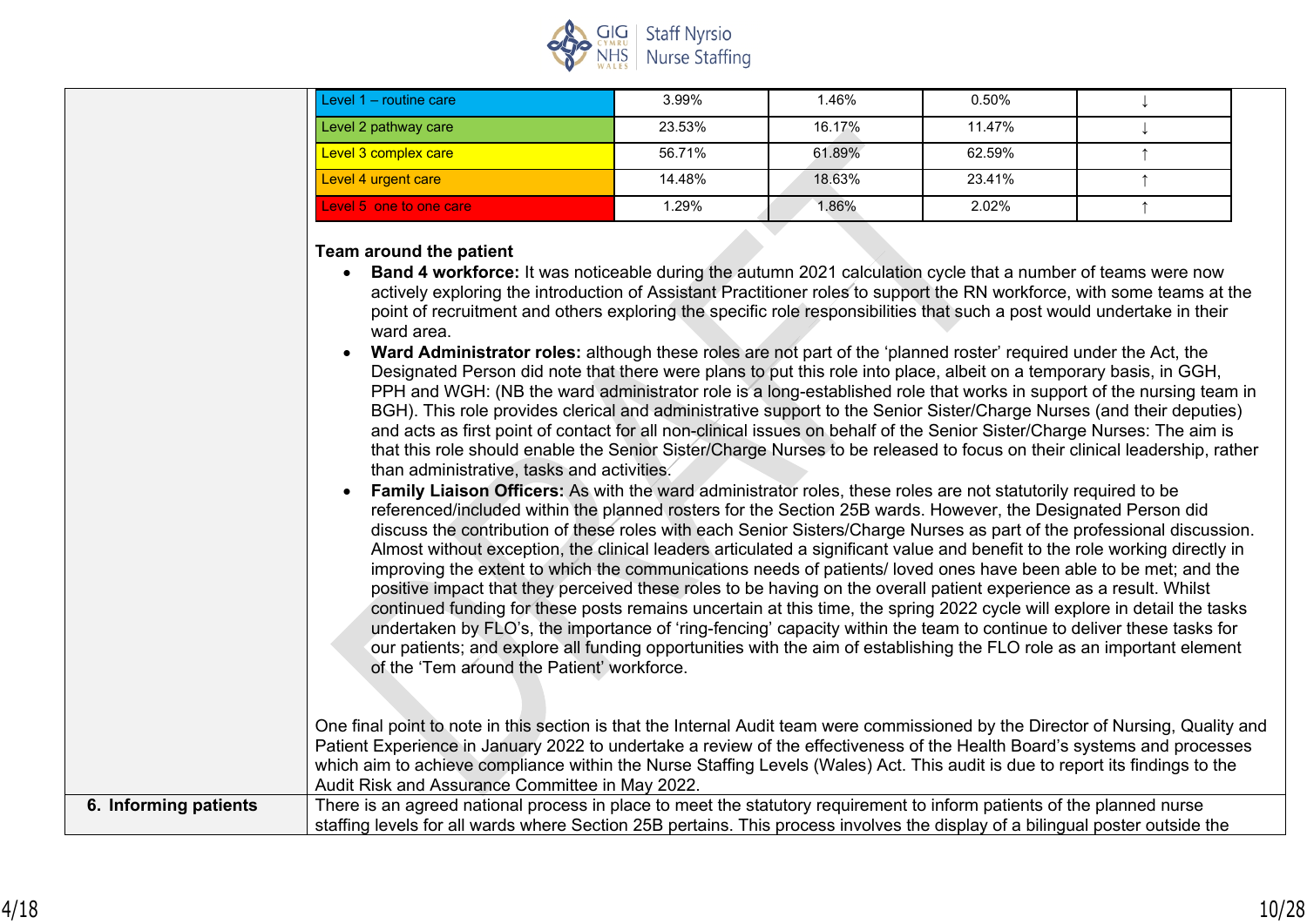| | | | | |
|---|---|---|---|---|
| Level 1 – routine care | 3.99% | 1.46% | 0.50% | ↓ |
| Level 2 pathway care | 23.53% | 16.17% | 11.47% | ↓ |
| Level 3 complex care | 56.71% | 61.89% | 62.59% | ↑ |
| Level 4 urgent care | 14.48% | 18.63% | 23.41% | ↑ |
| Level 5 one to one care | 1.29% | 1.86% | 2.02% | ↑ |

**Team around the patient**

- **Band 4 workforce:** It was noticeable during the autumn 2021 calculation cycle that a number of teams were now actively exploring the introduction of Assistant Practitioner roles to support the RN workforce, with some teams at the point of recruitment and others exploring the specific role responsibilities that such a post would undertake in their ward area.
- **Ward Administrator roles:** although these roles are not part of the 'planned roster' required under the Act, the Designated Person did note that there were plans to put this role into place, albeit on a temporary basis, in GGH, PPH and WGH: (NB the ward administrator role is a long-established role that works in support of the nursing team in BGH). This role provides clerical and administrative support to the Senior Sister/Charge Nurses (and their deputies) and acts as first point of contact for all non-clinical issues on behalf of the Senior Sister/Charge Nurses: The aim is that this role should enable the Senior Sister/Charge Nurses to be released to focus on their clinical leadership, rather than administrative, tasks and activities.
- **Family Liaison Officers:** As with the ward administrator roles, these roles are not statutorily required to be referenced/included within the planned rosters for the Section 25B wards. However, the Designated Person did discuss the contribution of these roles with each Senior Sisters/Charge Nurses as part of the professional discussion. Almost without exception, the clinical leaders articulated a significant value and benefit to the role working directly in improving the extent to which the communications needs of patients/ loved ones have been able to be met; and the positive impact that they perceived these roles to be having on the overall patient experience as a result. Whilst continued funding for these posts remains uncertain at this time, the spring 2022 cycle will explore in detail the tasks undertaken by FLO's, the importance of 'ring-fencing' capacity within the team to continue to deliver these tasks for our patients; and explore all funding opportunities with the aim of establishing the FLO role as an important element of the 'Tem around the Patient' workforce.

One final point to note in this section is that the Internal Audit team were commissioned by the Director of Nursing, Quality and Patient Experience in January 2022 to undertake a review of the effectiveness of the Health Board's systems and processes which aim to achieve compliance within the Nurse Staffing Levels (Wales) Act. This audit is due to report its findings to the Audit Risk and Assurance Committee in May 2022.

**6. Informing patients**

There is an agreed national process in place to meet the statutory requirement to inform patients of the planned nurse staffing levels for all wards where Section 25B pertains. This process involves the display of a bilingual poster outside the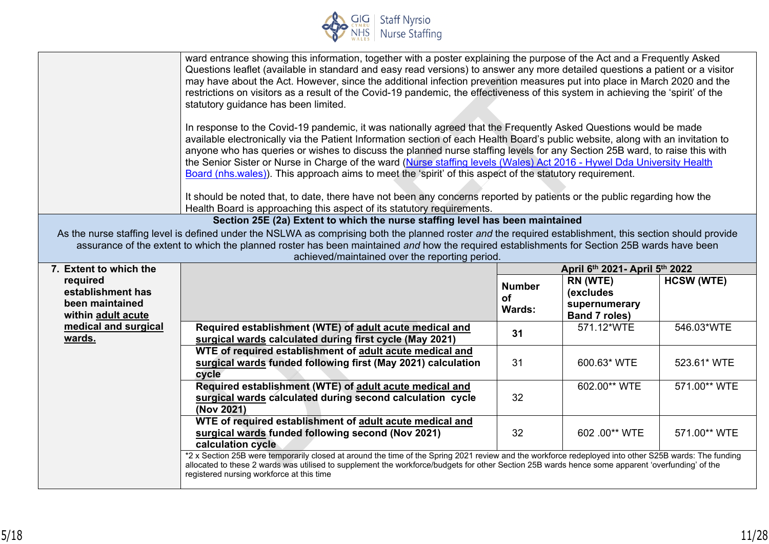ward entrance showing this information, together with a poster explaining the purpose of the Act and a Frequently Asked Questions leaflet (available in standard and easy read versions) to answer any more detailed questions a patient or a visitor may have about the Act. However, since the additional infection prevention measures put into place in March 2020 and the restrictions on visitors as a result of the Covid-19 pandemic, the effectiveness of this system in achieving the 'spirit' of the statutory guidance has been limited.

In response to the Covid-19 pandemic, it was nationally agreed that the Frequently Asked Questions would be made available electronically via the Patient Information section of each Health Board's public website, along with an invitation to anyone who has queries or wishes to discuss the planned nurse staffing levels for any Section 25B ward, to raise this with the Senior Sister or Nurse in Charge of the ward (Nurse staffing levels (Wales) Act 2016 - Hywel Dda University Health Board (nhs.wales)). This approach aims to meet the 'spirit' of this aspect of the statutory requirement.

It should be noted that, to date, there have not been any concerns reported by patients or the public regarding how the Health Board is approaching this aspect of its statutory requirements.

## Section 25E (2a) Extent to which the nurse staffing level has been maintained

As the nurse staffing level is defined under the NSLWA as comprising both the planned roster *and* the required establishment, this section should provide assurance of the extent to which the planned roster has been maintained *and* how the required establishments for Section 25B wards have been achieved/maintained over the reporting period.

| **7. Extent to which the required establishment has been maintained within adult acute medical and surgical wards.** | | **April 6th 2021- April 5th 2022** | | |
|---|---|---|---|---|
| | | **Number of Wards:** | **RN (WTE) (excludes supernumerary Band 7 roles)** | **HCSW (WTE)** |
| | **Required establishment (WTE) of adult acute medical and surgical wards calculated during first cycle (May 2021)** | **31** | 571.12*WTE | 546.03*WTE |
| | **WTE of required establishment of adult acute medical and surgical wards funded following first (May 2021) calculation cycle** | 31 | 600.63* WTE | 523.61* WTE |
| | **Required establishment (WTE) of adult acute medical and surgical wards calculated during second calculation cycle (Nov 2021)** | 32 | 602.00** WTE | 571.00** WTE |
| | **WTE of required establishment of adult acute medical and surgical wards funded following second (Nov 2021) calculation cycle** | 32 | 602 .00** WTE | 571.00** WTE |
| | *2 x Section 25B were temporarily closed at around the time of the Spring 2021 review and the workforce redeployed into other S25B wards: The funding allocated to these 2 wards was utilised to supplement the workforce/budgets for other Section 25B wards hence some apparent 'overfunding' of the registered nursing workforce at this time | | | |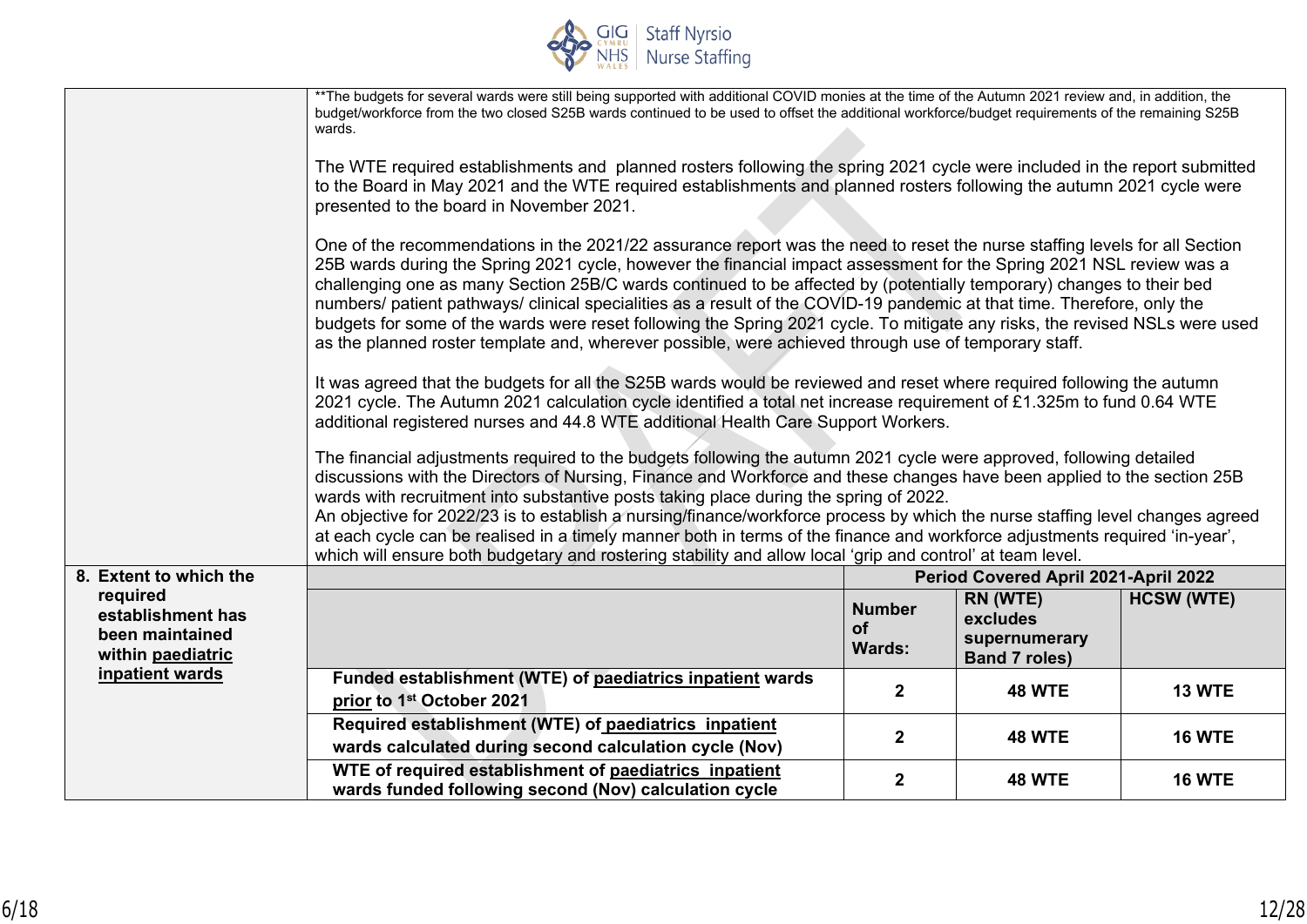| | |
|---|---|
| | **The budgets for several wards were still being supported with additional COVID monies at the time of the Autumn 2021 review and, in addition, the budget/workforce from the two closed S25B wards continued to be used to offset the additional workforce/budget requirements of the remaining S25B wards.<br><br>The WTE required establishments and planned rosters following the spring 2021 cycle were included in the report submitted to the Board in May 2021 and the WTE required establishments and planned rosters following the autumn 2021 cycle were presented to the board in November 2021.<br><br>One of the recommendations in the 2021/22 assurance report was the need to reset the nurse staffing levels for all Section 25B wards during the Spring 2021 cycle, however the financial impact assessment for the Spring 2021 NSL review was a challenging one as many Section 25B/C wards continued to be affected by (potentially temporary) changes to their bed numbers/ patient pathways/ clinical specialities as a result of the COVID-19 pandemic at that time. Therefore, only the budgets for some of the wards were reset following the Spring 2021 cycle. To mitigate any risks, the revised NSLs were used as the planned roster template and, wherever possible, were achieved through use of temporary staff.<br><br>It was agreed that the budgets for all the S25B wards would be reviewed and reset where required following the autumn 2021 cycle. The Autumn 2021 calculation cycle identified a total net increase requirement of £1.325m to fund 0.64 WTE additional registered nurses and 44.8 WTE additional Health Care Support Workers.<br><br>The financial adjustments required to the budgets following the autumn 2021 cycle were approved, following detailed discussions with the Directors of Nursing, Finance and Workforce and these changes have been applied to the section 25B wards with recruitment into substantive posts taking place during the spring of 2022.<br>An objective for 2022/23 is to establish a nursing/finance/workforce process by which the nurse staffing level changes agreed at each cycle can be realised in a timely manner both in terms of the finance and workforce adjustments required 'in-year', which will ensure both budgetary and rostering stability and allow local 'grip and control' at team level. |

| **8. Extent to which the required establishment has been maintained within paediatric inpatient wards** | | **Period Covered April 2021-April 2022** | | |
|---|---|---|---|---|
| | | **Number of Wards:** | **RN (WTE) excludes supernumerary Band 7 roles)** | **HCSW (WTE)** |
| | **Funded establishment (WTE) of paediatrics inpatient wards prior to 1st October 2021** | **2** | **48 WTE** | **13 WTE** |
| | **Required establishment (WTE) of paediatrics inpatient wards calculated during second calculation cycle (Nov)** | **2** | **48 WTE** | **16 WTE** |
| | **WTE of required establishment of paediatrics inpatient wards funded following second (Nov) calculation cycle** | **2** | **48 WTE** | **16 WTE** |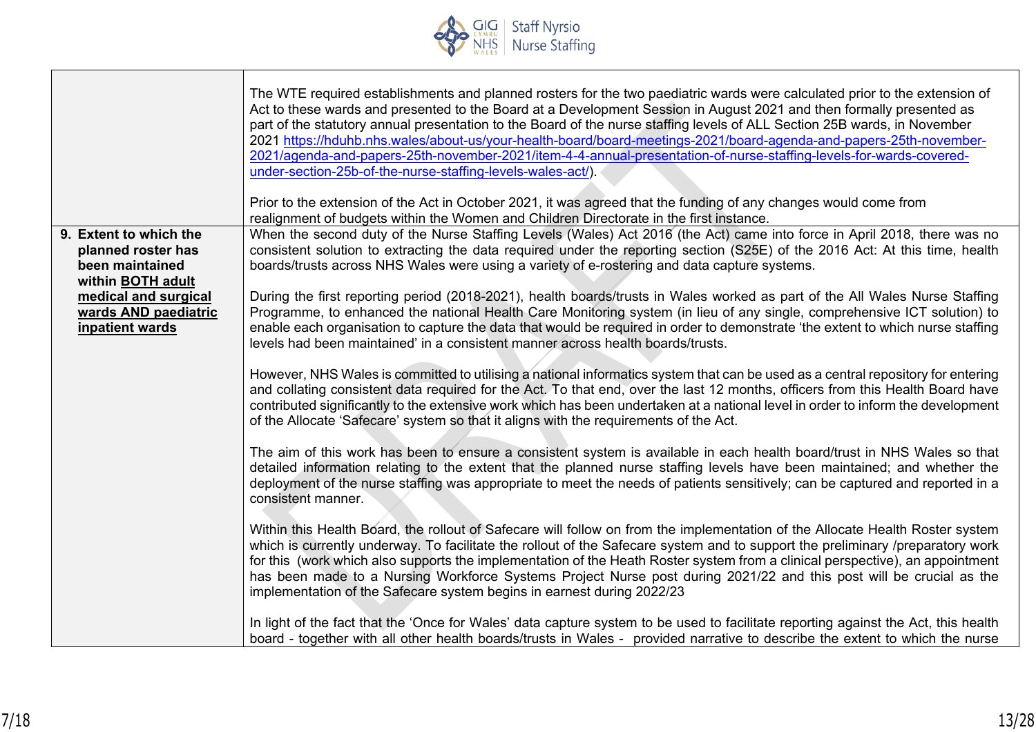| | |
|---|---|
| | The WTE required establishments and planned rosters for the two paediatric wards were calculated prior to the extension of Act to these wards and presented to the Board at a Development Session in August 2021 and then formally presented as part of the statutory annual presentation to the Board of the nurse staffing levels of ALL Section 25B wards, in November 2021 https://hduhb.nhs.wales/about-us/your-health-board/board-meetings-2021/board-agenda-and-papers-25th-november-2021/agenda-and-papers-25th-november-2021/item-4-4-annual-presentation-of-nurse-staffing-levels-for-wards-covered-under-section-25b-of-the-nurse-staffing-levels-wales-act/).<br><br>Prior to the extension of the Act in October 2021, it was agreed that the funding of any changes would come from realignment of budgets within the Women and Children Directorate in the first instance. |
| **9. Extent to which the planned roster has been maintained within BOTH adult medical and surgical wards AND paediatric inpatient wards** | When the second duty of the Nurse Staffing Levels (Wales) Act 2016 (the Act) came into force in April 2018, there was no consistent solution to extracting the data required under the reporting section (S25E) of the 2016 Act: At this time, health boards/trusts across NHS Wales were using a variety of e-rostering and data capture systems.<br><br>During the first reporting period (2018-2021), health boards/trusts in Wales worked as part of the All Wales Nurse Staffing Programme, to enhanced the national Health Care Monitoring system (in lieu of any single, comprehensive ICT solution) to enable each organisation to capture the data that would be required in order to demonstrate 'the extent to which nurse staffing levels had been maintained' in a consistent manner across health boards/trusts.<br><br>However, NHS Wales is committed to utilising a national informatics system that can be used as a central repository for entering and collating consistent data required for the Act. To that end, over the last 12 months, officers from this Health Board have contributed significantly to the extensive work which has been undertaken at a national level in order to inform the development of the Allocate 'Safecare' system so that it aligns with the requirements of the Act.<br><br>The aim of this work has been to ensure a consistent system is available in each health board/trust in NHS Wales so that detailed information relating to the extent that the planned nurse staffing levels have been maintained; and whether the deployment of the nurse staffing was appropriate to meet the needs of patients sensitively; can be captured and reported in a consistent manner.<br><br>Within this Health Board, the rollout of Safecare will follow on from the implementation of the Allocate Health Roster system which is currently underway. To facilitate the rollout of the Safecare system and to support the preliminary /preparatory work for this (work which also supports the implementation of the Heath Roster system from a clinical perspective), an appointment has been made to a Nursing Workforce Systems Project Nurse post during 2021/22 and this post will be crucial as the implementation of the Safecare system begins in earnest during 2022/23<br><br>In light of the fact that the 'Once for Wales' data capture system to be used to facilitate reporting against the Act, this health board - together with all other health boards/trusts in Wales - provided narrative to describe the extent to which the nurse |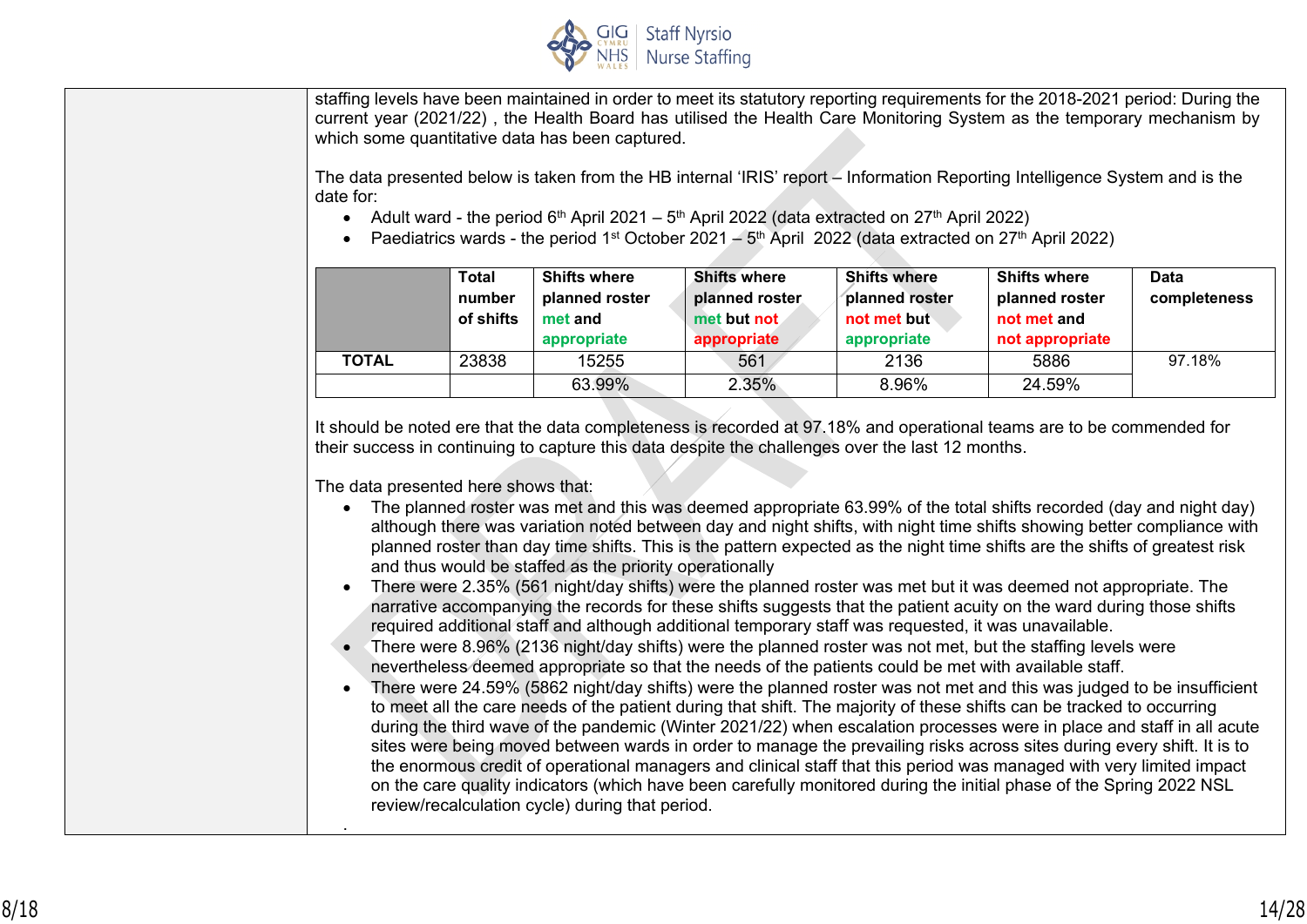staffing levels have been maintained in order to meet its statutory reporting requirements for the 2018-2021 period: During the current year (2021/22) , the Health Board has utilised the Health Care Monitoring System as the temporary mechanism by which some quantitative data has been captured.

The data presented below is taken from the HB internal 'IRIS' report – Information Reporting Intelligence System and is the date for:

- Adult ward - the period 6th April 2021 – 5th April 2022 (data extracted on 27th April 2022)
- Paediatrics wards - the period 1st October 2021 – 5th April 2022 (data extracted on 27th April 2022)

| | Total number of shifts | Shifts where planned roster met and appropriate | Shifts where planned roster met but not appropriate | Shifts where planned roster not met but appropriate | Shifts where planned roster not met and not appropriate | Data completeness |
|---|---|---|---|---|---|---|
| TOTAL | 23838 | 15255 | 561 | 2136 | 5886 | 97.18% |
| | | 63.99% | 2.35% | 8.96% | 24.59% | |

It should be noted ere that the data completeness is recorded at 97.18% and operational teams are to be commended for their success in continuing to capture this data despite the challenges over the last 12 months.

The data presented here shows that:

- The planned roster was met and this was deemed appropriate 63.99% of the total shifts recorded (day and night day) although there was variation noted between day and night shifts, with night time shifts showing better compliance with planned roster than day time shifts. This is the pattern expected as the night time shifts are the shifts of greatest risk and thus would be staffed as the priority operationally
- There were 2.35% (561 night/day shifts) were the planned roster was met but it was deemed not appropriate. The narrative accompanying the records for these shifts suggests that the patient acuity on the ward during those shifts required additional staff and although additional temporary staff was requested, it was unavailable.
- There were 8.96% (2136 night/day shifts) were the planned roster was not met, but the staffing levels were nevertheless deemed appropriate so that the needs of the patients could be met with available staff.
- There were 24.59% (5862 night/day shifts) were the planned roster was not met and this was judged to be insufficient to meet all the care needs of the patient during that shift. The majority of these shifts can be tracked to occurring during the third wave of the pandemic (Winter 2021/22) when escalation processes were in place and staff in all acute sites were being moved between wards in order to manage the prevailing risks across sites during every shift. It is to the enormous credit of operational managers and clinical staff that this period was managed with very limited impact on the care quality indicators (which have been carefully monitored during the initial phase of the Spring 2022 NSL review/recalculation cycle) during that period.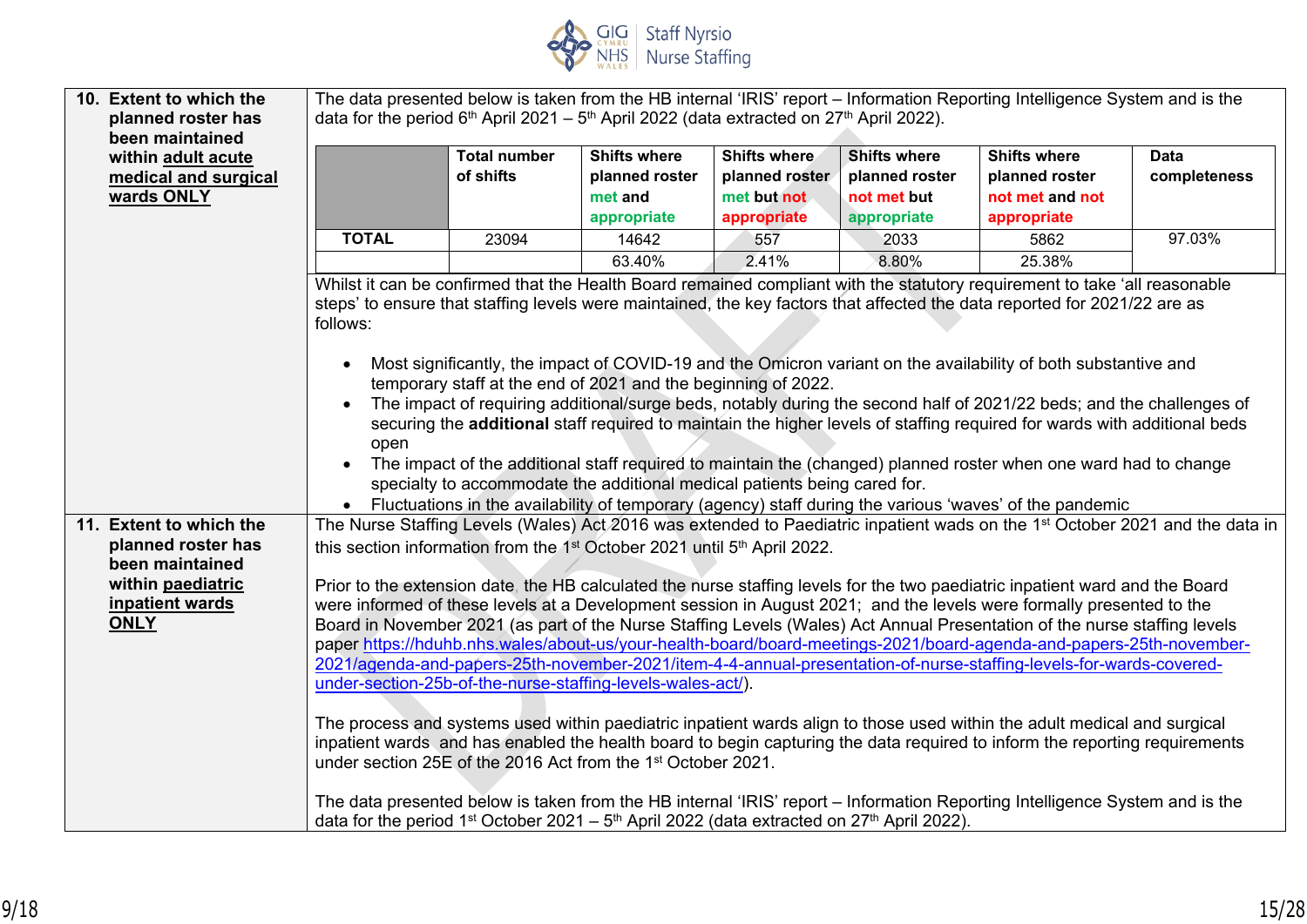| **10. Extent to which the planned roster has been maintained within adult acute medical and surgical wards ONLY** | The data presented below is taken from the HB internal 'IRIS' report – Information Reporting Intelligence System and is the data for the period 6th April 2021 – 5th April 2022 (data extracted on 27th April 2022). |
|---|---|

| | Total number of shifts | Shifts where planned roster met and appropriate | Shifts where planned roster met but not appropriate | Shifts where planned roster not met but appropriate | Shifts where planned roster not met and not appropriate | Data completeness |
|---|---|---|---|---|---|---|
| **TOTAL** | 23094 | 14642 | 557 | 2033 | 5862 | 97.03% |
| | | 63.40% | 2.41% | 8.80% | 25.38% | |

Whilst it can be confirmed that the Health Board remained compliant with the statutory requirement to take 'all reasonable steps' to ensure that staffing levels were maintained, the key factors that affected the data reported for 2021/22 are as follows:

- Most significantly, the impact of COVID-19 and the Omicron variant on the availability of both substantive and temporary staff at the end of 2021 and the beginning of 2022.
- The impact of requiring additional/surge beds, notably during the second half of 2021/22 beds; and the challenges of securing the **additional** staff required to maintain the higher levels of staffing required for wards with additional beds open
- The impact of the additional staff required to maintain the (changed) planned roster when one ward had to change specialty to accommodate the additional medical patients being cared for.
- Fluctuations in the availability of temporary (agency) staff during the various 'waves' of the pandemic

**11. Extent to which the planned roster has been maintained within paediatric inpatient wards ONLY**

The Nurse Staffing Levels (Wales) Act 2016 was extended to Paediatric inpatient wads on the 1st October 2021 and the data in this section information from the 1st October 2021 until 5th April 2022.

Prior to the extension date, the HB calculated the nurse staffing levels for the two paediatric inpatient ward and the Board were informed of these levels at a Development session in August 2021; and the levels were formally presented to the Board in November 2021 (as part of the Nurse Staffing Levels (Wales) Act Annual Presentation of the nurse staffing levels paper https://hduhb.nhs.wales/about-us/your-health-board/board-meetings-2021/board-agenda-and-papers-25th-november-2021/agenda-and-papers-25th-november-2021/item-4-4-annual-presentation-of-nurse-staffing-levels-for-wards-covered-under-section-25b-of-the-nurse-staffing-levels-wales-act/).

The process and systems used within paediatric inpatient wards align to those used within the adult medical and surgical inpatient wards and has enabled the health board to begin capturing the data required to inform the reporting requirements under section 25E of the 2016 Act from the 1st October 2021.

The data presented below is taken from the HB internal 'IRIS' report – Information Reporting Intelligence System and is the data for the period 1st October 2021 – 5th April 2022 (data extracted on 27th April 2022).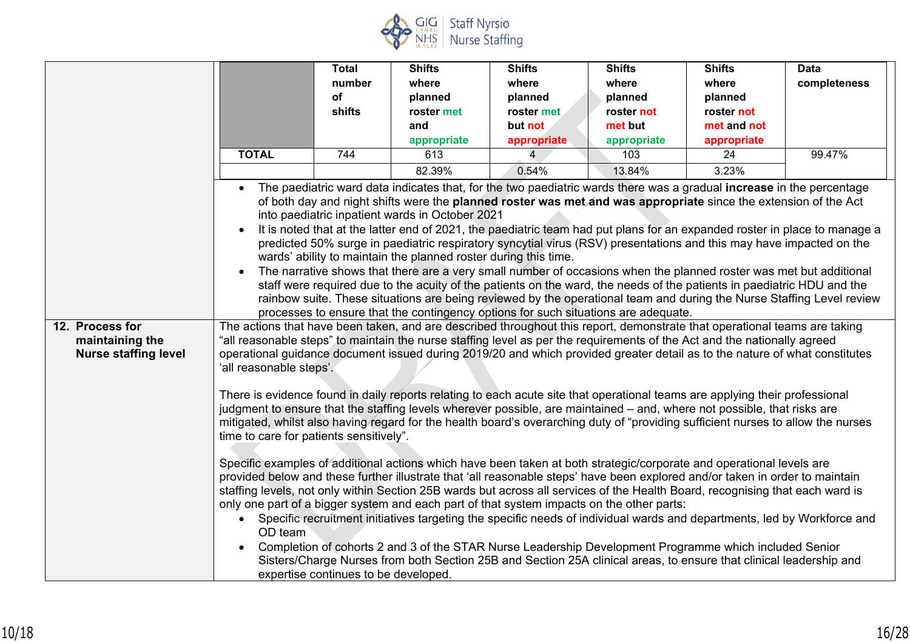| | Total number of shifts | Shifts where planned roster met and appropriate | Shifts where planned roster met but not appropriate | Shifts where planned roster not met but appropriate | Shifts where planned roster not met and not appropriate | Data completeness |
|---|---|---|---|---|---|---|
| **TOTAL** | 744 | 613 | 4 | 103 | 24 | 99.47% |
| | | 82.39% | 0.54% | 13.84% | 3.23% | |

- The paediatric ward data indicates that, for the two paediatric wards there was a gradual **increase** in the percentage of both day and night shifts were the **planned roster was met and was appropriate** since the extension of the Act into paediatric inpatient wards in October 2021
- It is noted that at the latter end of 2021, the paediatric team had put plans for an expanded roster in place to manage a predicted 50% surge in paediatric respiratory syncytial virus (RSV) presentations and this may have impacted on the wards' ability to maintain the planned roster during this time.
- The narrative shows that there are a very small number of occasions when the planned roster was met but additional staff were required due to the acuity of the patients on the ward, the needs of the patients in paediatric HDU and the rainbow suite. These situations are being reviewed by the operational team and during the Nurse Staffing Level review processes to ensure that the contingency options for such situations are adequate.

**12. Process for maintaining the Nurse staffing level**

The actions that have been taken, and are described throughout this report, demonstrate that operational teams are taking "all reasonable steps" to maintain the nurse staffing level as per the requirements of the Act and the nationally agreed operational guidance document issued during 2019/20 and which provided greater detail as to the nature of what constitutes 'all reasonable steps'.

There is evidence found in daily reports relating to each acute site that operational teams are applying their professional judgment to ensure that the staffing levels wherever possible, are maintained – and, where not possible, that risks are mitigated, whilst also having regard for the health board's overarching duty of "providing sufficient nurses to allow the nurses time to care for patients sensitively".

Specific examples of additional actions which have been taken at both strategic/corporate and operational levels are provided below and these further illustrate that 'all reasonable steps' have been explored and/or taken in order to maintain staffing levels, not only within Section 25B wards but across all services of the Health Board, recognising that each ward is only one part of a bigger system and each part of that system impacts on the other parts:

- Specific recruitment initiatives targeting the specific needs of individual wards and departments, led by Workforce and OD team
- Completion of cohorts 2 and 3 of the STAR Nurse Leadership Development Programme which included Senior Sisters/Charge Nurses from both Section 25B and Section 25A clinical areas, to ensure that clinical leadership and expertise continues to be developed.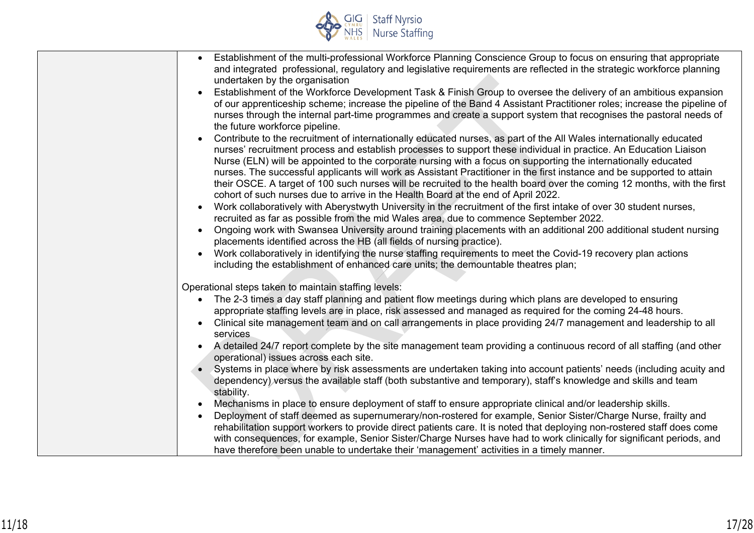| | |
|---|---|
| | • Establishment of the multi-professional Workforce Planning Conscience Group to focus on ensuring that appropriate and integrated professional, regulatory and legislative requirements are reflected in the strategic workforce planning undertaken by the organisation<br>• Establishment of the Workforce Development Task & Finish Group to oversee the delivery of an ambitious expansion of our apprenticeship scheme; increase the pipeline of the Band 4 Assistant Practitioner roles; increase the pipeline of nurses through the internal part-time programmes and create a support system that recognises the pastoral needs of the future workforce pipeline.<br>• Contribute to the recruitment of internationally educated nurses, as part of the All Wales internationally educated nurses' recruitment process and establish processes to support these individual in practice. An Education Liaison Nurse (ELN) will be appointed to the corporate nursing with a focus on supporting the internationally educated nurses. The successful applicants will work as Assistant Practitioner in the first instance and be supported to attain their OSCE. A target of 100 such nurses will be recruited to the health board over the coming 12 months, with the first cohort of such nurses due to arrive in the Health Board at the end of April 2022.<br>• Work collaboratively with Aberystwyth University in the recruitment of the first intake of over 30 student nurses, recruited as far as possible from the mid Wales area, due to commence September 2022.<br>• Ongoing work with Swansea University around training placements with an additional 200 additional student nursing placements identified across the HB (all fields of nursing practice).<br>• Work collaboratively in identifying the nurse staffing requirements to meet the Covid-19 recovery plan actions including the establishment of enhanced care units; the demountable theatres plan;<br><br>Operational steps taken to maintain staffing levels:<br>• The 2-3 times a day staff planning and patient flow meetings during which plans are developed to ensuring appropriate staffing levels are in place, risk assessed and managed as required for the coming 24-48 hours.<br>• Clinical site management team and on call arrangements in place providing 24/7 management and leadership to all services<br>• A detailed 24/7 report complete by the site management team providing a continuous record of all staffing (and other operational) issues across each site.<br>• Systems in place where by risk assessments are undertaken taking into account patients' needs (including acuity and dependency) versus the available staff (both substantive and temporary), staff's knowledge and skills and team stability.<br>• Mechanisms in place to ensure deployment of staff to ensure appropriate clinical and/or leadership skills.<br>• Deployment of staff deemed as supernumerary/non-rostered for example, Senior Sister/Charge Nurse, frailty and rehabilitation support workers to provide direct patients care. It is noted that deploying non-rostered staff does come with consequences, for example, Senior Sister/Charge Nurses have had to work clinically for significant periods, and have therefore been unable to undertake their 'management' activities in a timely manner. |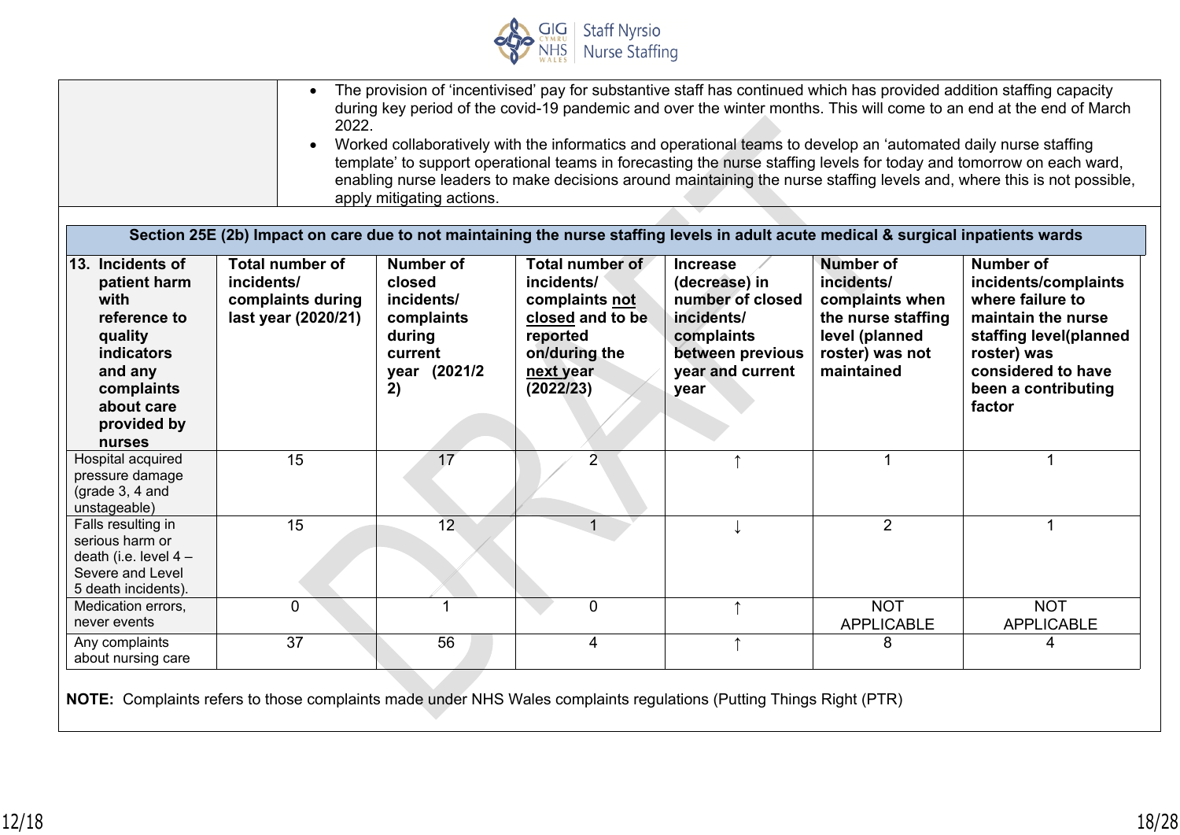- The provision of 'incentivised' pay for substantive staff has continued which has provided addition staffing capacity during key period of the covid-19 pandemic and over the winter months. This will come to an end at the end of March 2022.
- Worked collaboratively with the informatics and operational teams to develop an 'automated daily nurse staffing template' to support operational teams in forecasting the nurse staffing levels for today and tomorrow on each ward, enabling nurse leaders to make decisions around maintaining the nurse staffing levels and, where this is not possible, apply mitigating actions.

**Section 25E (2b) Impact on care due to not maintaining the nurse staffing levels in adult acute medical & surgical inpatients wards**

| 13. Incidents of patient harm with reference to quality indicators and any complaints about care provided by nurses | Total number of incidents/ complaints during last year (2020/21) | Number of closed incidents/ complaints during current year (2021/22) | Total number of incidents/ complaints not closed and to be reported on/during the next year (2022/23) | Increase (decrease) in number of closed incidents/ complaints between previous year and current year | Number of incidents/ complaints when the nurse staffing level (planned roster) was not maintained | Number of incidents/complaints where failure to maintain the nurse staffing level(planned roster) was considered to have been a contributing factor |
|---|---|---|---|---|---|---|
| Hospital acquired pressure damage (grade 3, 4 and unstageable) | 15 | 17 | 2 | ↑ | 1 | 1 |
| Falls resulting in serious harm or death (i.e. level 4 – Severe and Level 5 death incidents). | 15 | 12 | 1 | ↓ | 2 | 1 |
| Medication errors, never events | 0 | 1 | 0 | ↑ | NOT APPLICABLE | NOT APPLICABLE |
| Any complaints about nursing care | 37 | 56 | 4 | ↑ | 8 | 4 |

**NOTE:** Complaints refers to those complaints made under NHS Wales complaints regulations (Putting Things Right (PTR)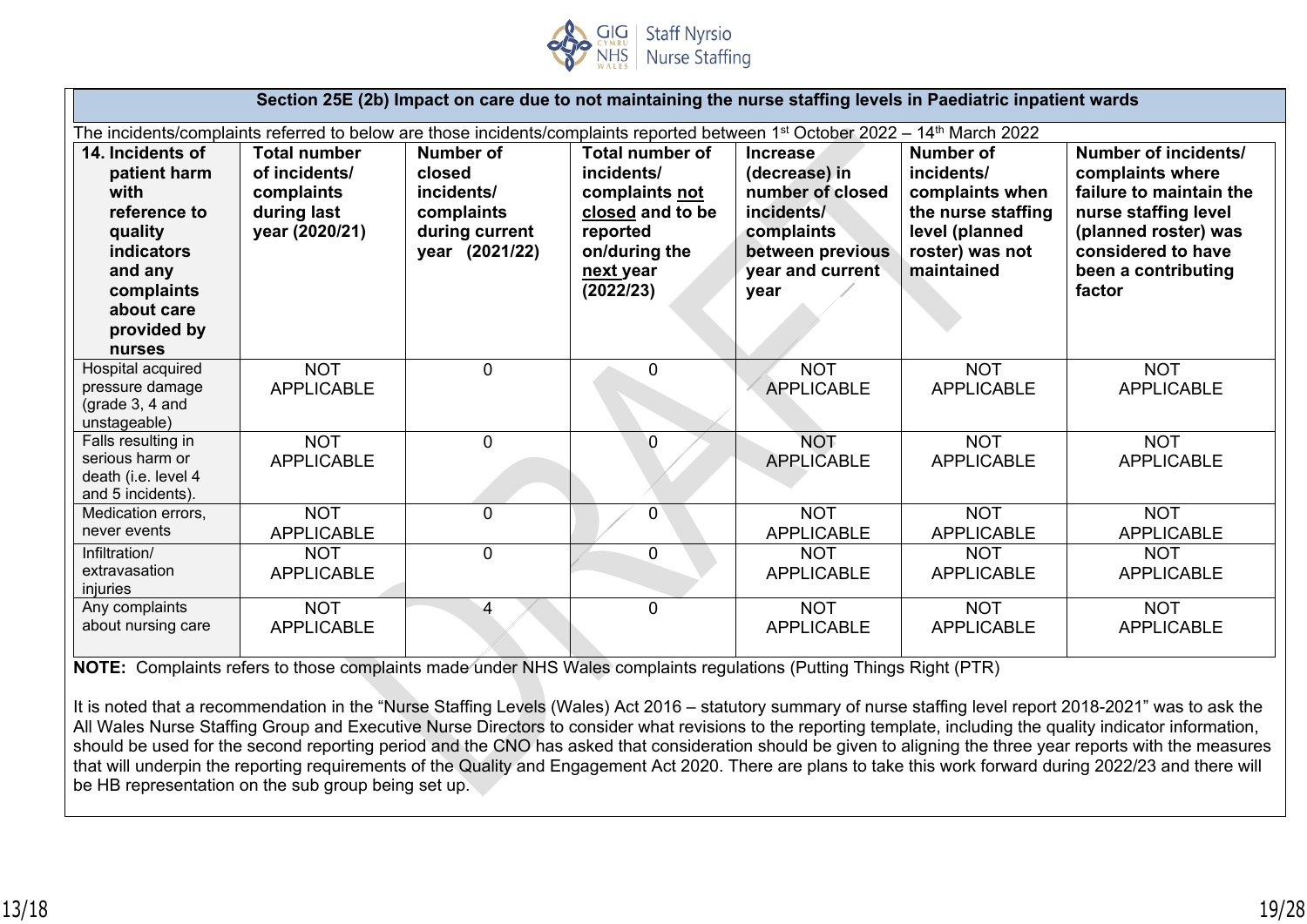**Section 25E (2b) Impact on care due to not maintaining the nurse staffing levels in Paediatric inpatient wards**

The incidents/complaints referred to below are those incidents/complaints reported between 1st October 2022 – 14th March 2022

| 14. Incidents of patient harm with reference to quality indicators and any complaints about care provided by nurses | Total number of incidents/ complaints during last year (2020/21) | Number of closed incidents/ complaints during current year (2021/22) | Total number of incidents/ complaints not closed and to be reported on/during the next year (2022/23) | Increase (decrease) in number of closed incidents/ complaints between previous year and current year | Number of incidents/ complaints when the nurse staffing level (planned roster) was not maintained | Number of incidents/ complaints where failure to maintain the nurse staffing level (planned roster) was considered to have been a contributing factor |
|---|---|---|---|---|---|---|
| Hospital acquired pressure damage (grade 3, 4 and unstageable) | NOT APPLICABLE | 0 | 0 | NOT APPLICABLE | NOT APPLICABLE | NOT APPLICABLE |
| Falls resulting in serious harm or death (i.e. level 4 and 5 incidents). | NOT APPLICABLE | 0 | 0 | NOT APPLICABLE | NOT APPLICABLE | NOT APPLICABLE |
| Medication errors, never events | NOT APPLICABLE | 0 | 0 | NOT APPLICABLE | NOT APPLICABLE | NOT APPLICABLE |
| Infiltration/ extravasation injuries | NOT APPLICABLE | 0 | 0 | NOT APPLICABLE | NOT APPLICABLE | NOT APPLICABLE |
| Any complaints about nursing care | NOT APPLICABLE | 4 | 0 | NOT APPLICABLE | NOT APPLICABLE | NOT APPLICABLE |

**NOTE:** Complaints refers to those complaints made under NHS Wales complaints regulations (Putting Things Right (PTR)

It is noted that a recommendation in the "Nurse Staffing Levels (Wales) Act 2016 – statutory summary of nurse staffing level report 2018-2021" was to ask the All Wales Nurse Staffing Group and Executive Nurse Directors to consider what revisions to the reporting template, including the quality indicator information, should be used for the second reporting period and the CNO has asked that consideration should be given to aligning the three year reports with the measures that will underpin the reporting requirements of the Quality and Engagement Act 2020. There are plans to take this work forward during 2022/23 and there will be HB representation on the sub group being set up.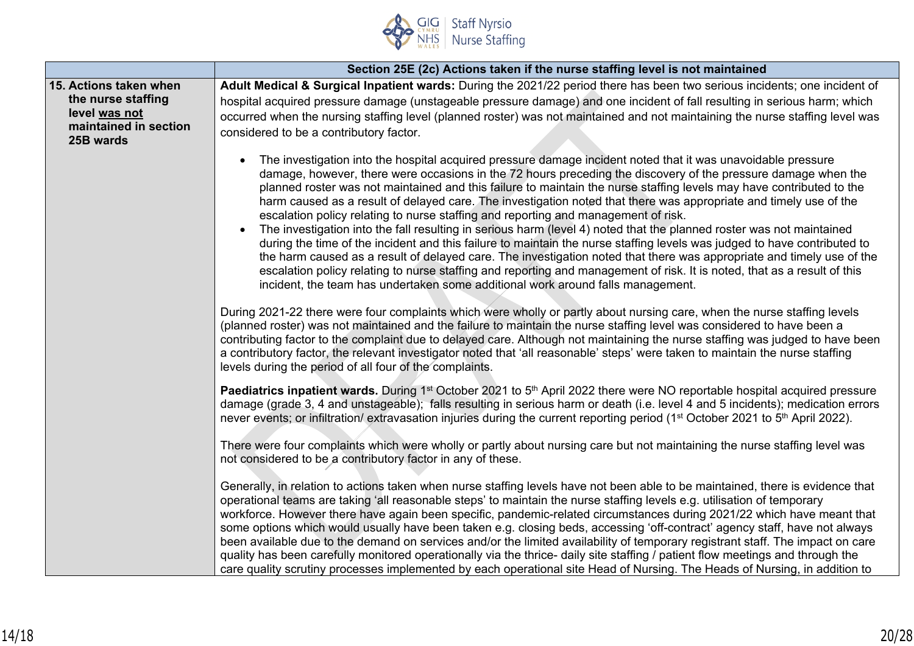| | Section 25E (2c) Actions taken if the nurse staffing level is not maintained |
|---|---|
| **15. Actions taken when the nurse staffing level was not maintained in section 25B wards** | **Adult Medical & Surgical Inpatient wards:** During the 2021/22 period there has been two serious incidents; one incident of hospital acquired pressure damage (unstageable pressure damage) and one incident of fall resulting in serious harm; which occurred when the nursing staffing level (planned roster) was not maintained and not maintaining the nurse staffing level was considered to be a contributory factor.<br><br>• The investigation into the hospital acquired pressure damage incident noted that it was unavoidable pressure damage, however, there were occasions in the 72 hours preceding the discovery of the pressure damage when the planned roster was not maintained and this failure to maintain the nurse staffing levels may have contributed to the harm caused as a result of delayed care. The investigation noted that there was appropriate and timely use of the escalation policy relating to nurse staffing and reporting and management of risk.<br>• The investigation into the fall resulting in serious harm (level 4) noted that the planned roster was not maintained during the time of the incident and this failure to maintain the nurse staffing levels was judged to have contributed to the harm caused as a result of delayed care. The investigation noted that there was appropriate and timely use of the escalation policy relating to nurse staffing and reporting and management of risk. It is noted, that as a result of this incident, the team has undertaken some additional work around falls management.<br><br>During 2021-22 there were four complaints which were wholly or partly about nursing care, when the nurse staffing levels (planned roster) was not maintained and the failure to maintain the nurse staffing level was considered to have been a contributing factor to the complaint due to delayed care. Although not maintaining the nurse staffing was judged to have been a contributory factor, the relevant investigator noted that 'all reasonable' steps' were taken to maintain the nurse staffing levels during the period of all four of the complaints.<br><br>**Paediatrics inpatient wards.** During 1st October 2021 to 5th April 2022 there were NO reportable hospital acquired pressure damage (grade 3, 4 and unstageable); falls resulting in serious harm or death (i.e. level 4 and 5 incidents); medication errors never events; or infiltration/ extravasation injuries during the current reporting period (1st October 2021 to 5th April 2022).<br><br>There were four complaints which were wholly or partly about nursing care but not maintaining the nurse staffing level was not considered to be a contributory factor in any of these.<br><br>Generally, in relation to actions taken when nurse staffing levels have not been able to be maintained, there is evidence that operational teams are taking 'all reasonable steps' to maintain the nurse staffing levels e.g. utilisation of temporary workforce. However there have again been specific, pandemic-related circumstances during 2021/22 which have meant that some options which would usually have been taken e.g. closing beds, accessing 'off-contract' agency staff, have not always been available due to the demand on services and/or the limited availability of temporary registrant staff. The impact on care quality has been carefully monitored operationally via the thrice- daily site staffing / patient flow meetings and through the care quality scrutiny processes implemented by each operational site Head of Nursing. The Heads of Nursing, in addition to |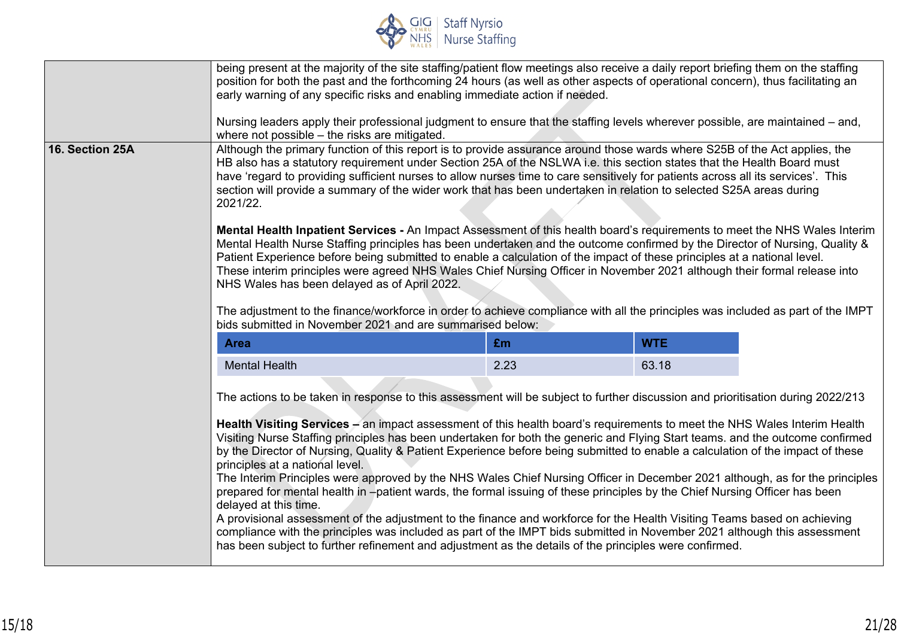being present at the majority of the site staffing/patient flow meetings also receive a daily report briefing them on the staffing position for both the past and the forthcoming 24 hours (as well as other aspects of operational concern), thus facilitating an early warning of any specific risks and enabling immediate action if needed.

Nursing leaders apply their professional judgment to ensure that the staffing levels wherever possible, are maintained – and, where not possible – the risks are mitigated.

**16. Section 25A**

Although the primary function of this report is to provide assurance around those wards where S25B of the Act applies, the HB also has a statutory requirement under Section 25A of the NSLWA i.e. this section states that the Health Board must have 'regard to providing sufficient nurses to allow nurses time to care sensitively for patients across all its services'. This section will provide a summary of the wider work that has been undertaken in relation to selected S25A areas during 2021/22.

**Mental Health Inpatient Services -** An Impact Assessment of this health board's requirements to meet the NHS Wales Interim Mental Health Nurse Staffing principles has been undertaken and the outcome confirmed by the Director of Nursing, Quality & Patient Experience before being submitted to enable a calculation of the impact of these principles at a national level.
These interim principles were agreed NHS Wales Chief Nursing Officer in November 2021 although their formal release into NHS Wales has been delayed as of April 2022.

The adjustment to the finance/workforce in order to achieve compliance with all the principles was included as part of the IMPT bids submitted in November 2021 and are summarised below:

| Area | £m | WTE |
|---|---|---|
| Mental Health | 2.23 | 63.18 |

The actions to be taken in response to this assessment will be subject to further discussion and prioritisation during 2022/213

**Health Visiting Services –** an impact assessment of this health board's requirements to meet the NHS Wales Interim Health Visiting Nurse Staffing principles has been undertaken for both the generic and Flying Start teams. and the outcome confirmed by the Director of Nursing, Quality & Patient Experience before being submitted to enable a calculation of the impact of these principles at a national level.
The Interim Principles were approved by the NHS Wales Chief Nursing Officer in December 2021 although, as for the principles prepared for mental health in –patient wards, the formal issuing of these principles by the Chief Nursing Officer has been delayed at this time.
A provisional assessment of the adjustment to the finance and workforce for the Health Visiting Teams based on achieving compliance with the principles was included as part of the IMPT bids submitted in November 2021 although this assessment has been subject to further refinement and adjustment as the details of the principles were confirmed.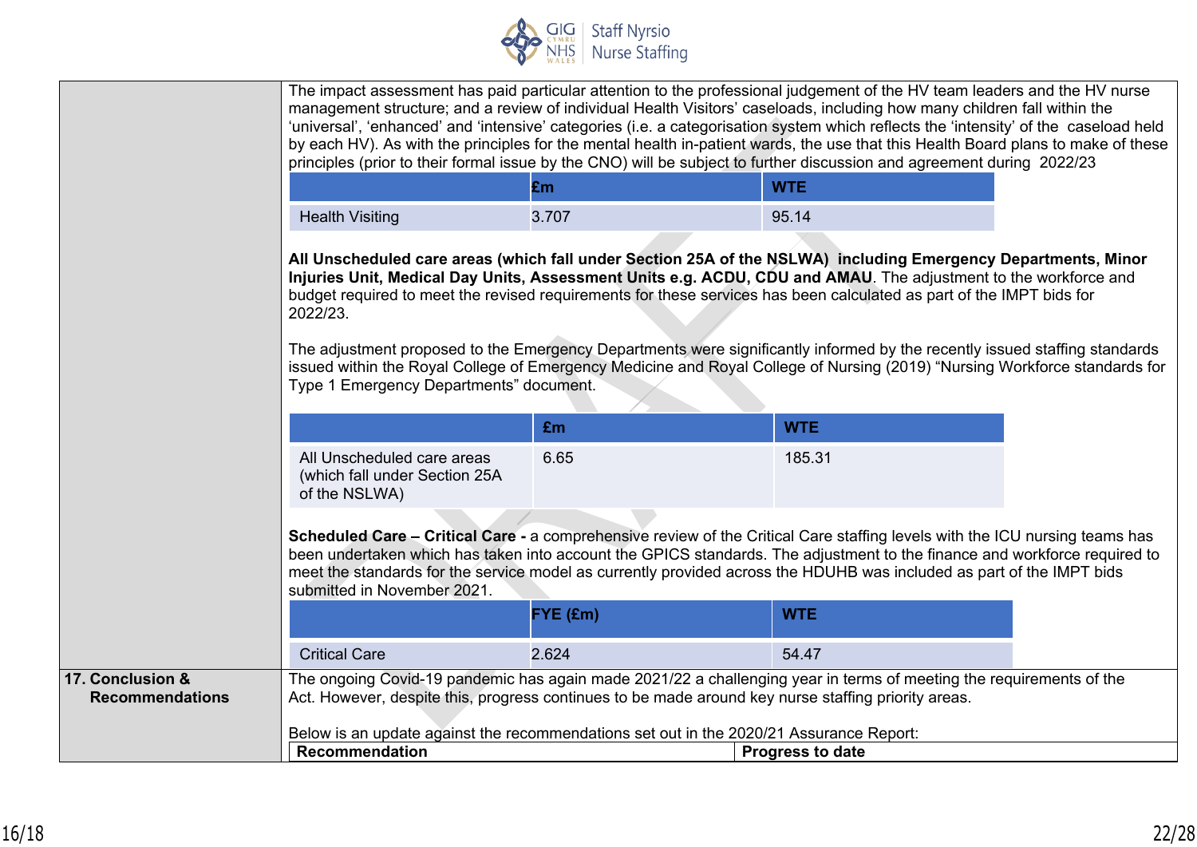The impact assessment has paid particular attention to the professional judgement of the HV team leaders and the HV nurse management structure; and a review of individual Health Visitors' caseloads, including how many children fall within the 'universal', 'enhanced' and 'intensive' categories (i.e. a categorisation system which reflects the 'intensity' of the caseload held by each HV). As with the principles for the mental health in-patient wards, the use that this Health Board plans to make of these principles (prior to their formal issue by the CNO) will be subject to further discussion and agreement during 2022/23

| | £m | WTE |
|---|---|---|
| Health Visiting | 3.707 | 95.14 |

**All Unscheduled care areas (which fall under Section 25A of the NSLWA) including Emergency Departments, Minor Injuries Unit, Medical Day Units, Assessment Units e.g. ACDU, CDU and AMAU**. The adjustment to the workforce and budget required to meet the revised requirements for these services has been calculated as part of the IMPT bids for 2022/23.

The adjustment proposed to the Emergency Departments were significantly informed by the recently issued staffing standards issued within the Royal College of Emergency Medicine and Royal College of Nursing (2019) "Nursing Workforce standards for Type 1 Emergency Departments" document.

| | £m | WTE |
|---|---|---|
| All Unscheduled care areas (which fall under Section 25A of the NSLWA) | 6.65 | 185.31 |

**Scheduled Care – Critical Care -** a comprehensive review of the Critical Care staffing levels with the ICU nursing teams has been undertaken which has taken into account the GPICS standards. The adjustment to the finance and workforce required to meet the standards for the service model as currently provided across the HDUHB was included as part of the IMPT bids submitted in November 2021.

| | FYE (£m) | WTE |
|---|---|---|
| Critical Care | 2.624 | 54.47 |

## 17. Conclusion & Recommendations

The ongoing Covid-19 pandemic has again made 2021/22 a challenging year in terms of meeting the requirements of the Act. However, despite this, progress continues to be made around key nurse staffing priority areas.

Below is an update against the recommendations set out in the 2020/21 Assurance Report:

| Recommendation | Progress to date |
|---|---|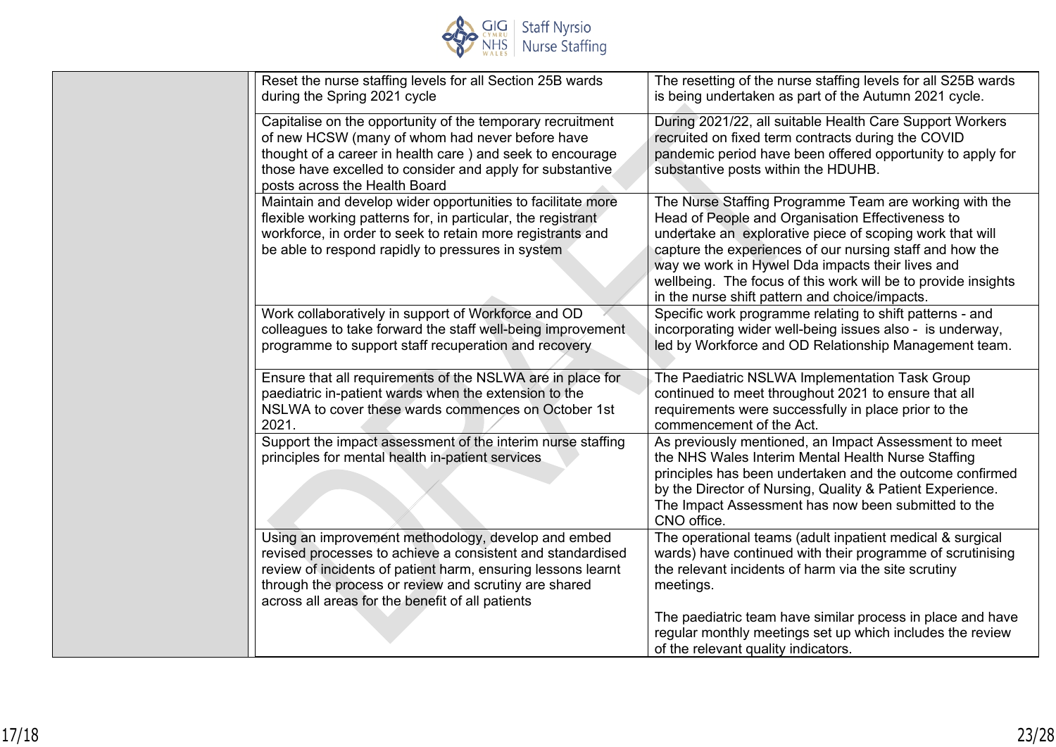| | | |
|---|---|---|
| | Reset the nurse staffing levels for all Section 25B wards during the Spring 2021 cycle | The resetting of the nurse staffing levels for all S25B wards is being undertaken as part of the Autumn 2021 cycle. |
| | Capitalise on the opportunity of the temporary recruitment of new HCSW (many of whom had never before have thought of a career in health care ) and seek to encourage those have excelled to consider and apply for substantive posts across the Health Board | During 2021/22, all suitable Health Care Support Workers recruited on fixed term contracts during the COVID pandemic period have been offered opportunity to apply for substantive posts within the HDUHB. |
| | Maintain and develop wider opportunities to facilitate more flexible working patterns for, in particular, the registrant workforce, in order to seek to retain more registrants and be able to respond rapidly to pressures in system | The Nurse Staffing Programme Team are working with the Head of People and Organisation Effectiveness to undertake an explorative piece of scoping work that will capture the experiences of our nursing staff and how the way we work in Hywel Dda impacts their lives and wellbeing. The focus of this work will be to provide insights in the nurse shift pattern and choice/impacts. |
| | Work collaboratively in support of Workforce and OD colleagues to take forward the staff well-being improvement programme to support staff recuperation and recovery | Specific work programme relating to shift patterns - and incorporating wider well-being issues also - is underway, led by Workforce and OD Relationship Management team. |
| | Ensure that all requirements of the NSLWA are in place for paediatric in-patient wards when the extension to the NSLWA to cover these wards commences on October 1st 2021. | The Paediatric NSLWA Implementation Task Group continued to meet throughout 2021 to ensure that all requirements were successfully in place prior to the commencement of the Act. |
| | Support the impact assessment of the interim nurse staffing principles for mental health in-patient services | As previously mentioned, an Impact Assessment to meet the NHS Wales Interim Mental Health Nurse Staffing principles has been undertaken and the outcome confirmed by the Director of Nursing, Quality & Patient Experience. The Impact Assessment has now been submitted to the CNO office. |
| | Using an improvement methodology, develop and embed revised processes to achieve a consistent and standardised review of incidents of patient harm, ensuring lessons learnt through the process or review and scrutiny are shared across all areas for the benefit of all patients | The operational teams (adult inpatient medical & surgical wards) have continued with their programme of scrutinising the relevant incidents of harm via the site scrutiny meetings.<br><br>The paediatric team have similar process in place and have regular monthly meetings set up which includes the review of the relevant quality indicators. |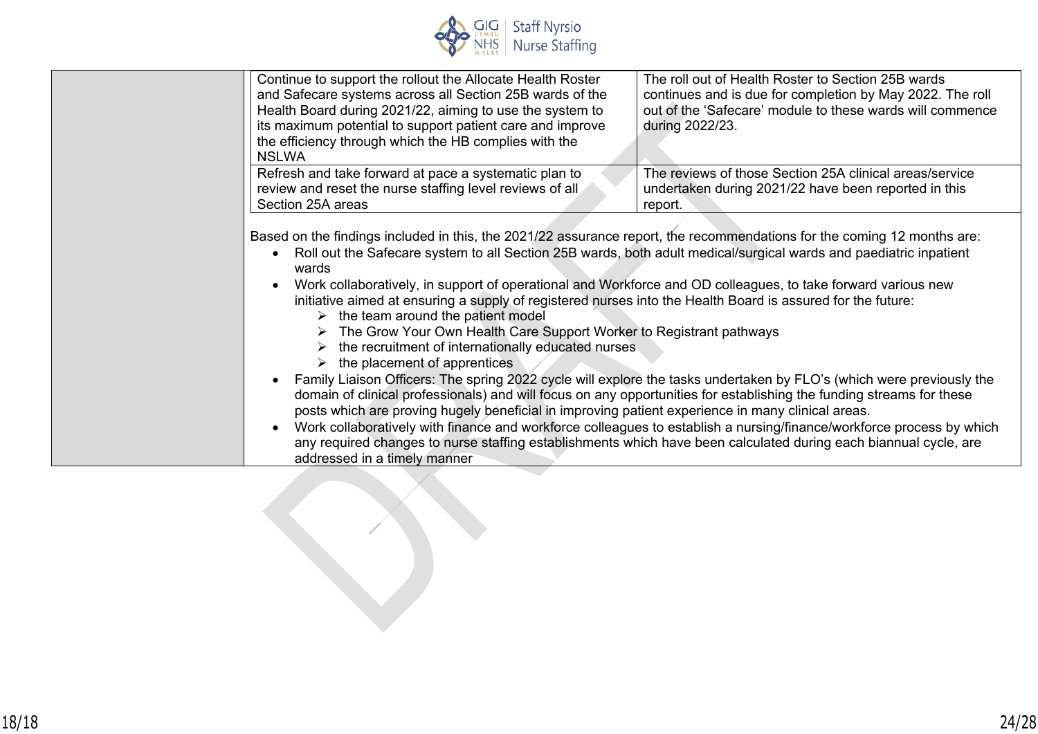| | | |
|---|---|---|
| | Continue to support the rollout the Allocate Health Roster and Safecare systems across all Section 25B wards of the Health Board during 2021/22, aiming to use the system to its maximum potential to support patient care and improve the efficiency through which the HB complies with the NSLWA | The roll out of Health Roster to Section 25B wards continues and is due for completion by May 2022. The roll out of the 'Safecare' module to these wards will commence during 2022/23. |
| | Refresh and take forward at pace a systematic plan to review and reset the nurse staffing level reviews of all Section 25A areas | The reviews of those Section 25A clinical areas/service undertaken during 2021/22 have been reported in this report. |

Based on the findings included in this, the 2021/22 assurance report, the recommendations for the coming 12 months are:

- Roll out the Safecare system to all Section 25B wards, both adult medical/surgical wards and paediatric inpatient wards
- Work collaboratively, in support of operational and Workforce and OD colleagues, to take forward various new initiative aimed at ensuring a supply of registered nurses into the Health Board is assured for the future:
  - the team around the patient model
  - The Grow Your Own Health Care Support Worker to Registrant pathways
  - the recruitment of internationally educated nurses
  - the placement of apprentices
- Family Liaison Officers: The spring 2022 cycle will explore the tasks undertaken by FLO's (which were previously the domain of clinical professionals) and will focus on any opportunities for establishing the funding streams for these posts which are proving hugely beneficial in improving patient experience in many clinical areas.
- Work collaboratively with finance and workforce colleagues to establish a nursing/finance/workforce process by which any required changes to nurse staffing establishments which have been calculated during each biannual cycle, are addressed in a timely manner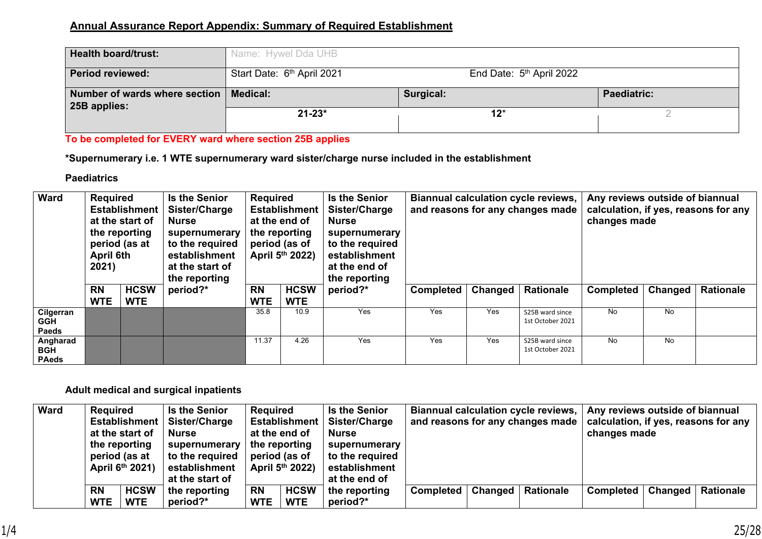## Annual Assurance Report Appendix: Summary of Required Establishment

| Health board/trust: | Name: Hywel Dda UHB | | |
|---|---|---|---|
| Period reviewed: | Start Date: 6th April 2021 | End Date: 5th April 2022 | |
| Number of wards where section 25B applies: | Medical: | Surgical: | Paediatric: |
| | 21-23* | 12* | 2 |

**To be completed for EVERY ward where section 25B applies**

***Supernumerary i.e. 1 WTE supernumerary ward sister/charge nurse included in the establishment**

**Paediatrics**

| Ward | Required Establishment at the start of the reporting period (as at April 6th 2021) | | Is the Senior Sister/Charge Nurse supernumerary to the required establishment at the start of the reporting period?* | Required Establishment at the end of the reporting period (as of April 5th 2022) | | Is the Senior Sister/Charge Nurse supernumerary to the required establishment at the end of the reporting period?* | Biannual calculation cycle reviews, and reasons for any changes made | | | Any reviews outside of biannual calculation, if yes, reasons for any changes made | | |
|---|---|---|---|---|---|---|---|---|---|---|---|---|
| | RN WTE | HCSW WTE | | RN WTE | HCSW WTE | | Completed | Changed | Rationale | Completed | Changed | Rationale |
| Cilgerran GGH Paeds | | | | 35.8 | 10.9 | Yes | Yes | Yes | S25B ward since 1st October 2021 | No | No | |
| Angharad BGH PAeds | | | | 11.37 | 4.26 | Yes | Yes | Yes | S25B ward since 1st October 2021 | No | No | |

**Adult medical and surgical inpatients**

| Ward | Required Establishment at the start of the reporting period (as at April 6th 2021) | | Is the Senior Sister/Charge Nurse supernumerary to the required establishment at the start of the reporting period?* | Required Establishment at the end of the reporting period (as of April 5th 2022) | | Is the Senior Sister/Charge Nurse supernumerary to the required establishment at the end of the reporting period?* | Biannual calculation cycle reviews, and reasons for any changes made | | | Any reviews outside of biannual calculation, if yes, reasons for any changes made | | |
|---|---|---|---|---|---|---|---|---|---|---|---|---|
| | RN WTE | HCSW WTE | | RN WTE | HCSW WTE | | Completed | Changed | Rationale | Completed | Changed | Rationale |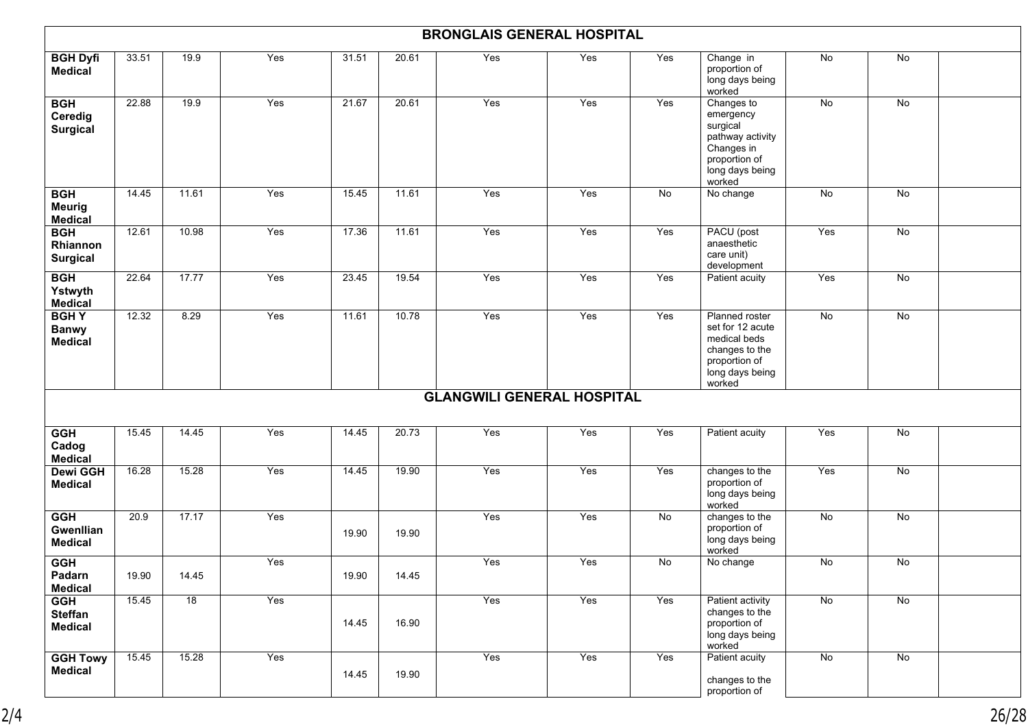| | | | | | | | | | | | | |
|---|---|---|---|---|---|---|---|---|---|---|---|---|
| **BRONGLAIS GENERAL HOSPITAL** | | | | | | | | | | | | |
| **BGH Dyfi Medical** | 33.51 | 19.9 | Yes | 31.51 | 20.61 | Yes | Yes | Yes | Change in proportion of long days being worked | No | No | |
| **BGH Ceredig Surgical** | 22.88 | 19.9 | Yes | 21.67 | 20.61 | Yes | Yes | Yes | Changes to emergency surgical pathway activity Changes in proportion of long days being worked | No | No | |
| **BGH Meurig Medical** | 14.45 | 11.61 | Yes | 15.45 | 11.61 | Yes | Yes | No | No change | No | No | |
| **BGH Rhiannon Surgical** | 12.61 | 10.98 | Yes | 17.36 | 11.61 | Yes | Yes | Yes | PACU (post anaesthetic care unit) development | Yes | No | |
| **BGH Ystwyth Medical** | 22.64 | 17.77 | Yes | 23.45 | 19.54 | Yes | Yes | Yes | Patient acuity | Yes | No | |
| **BGH Y Banwy Medical** | 12.32 | 8.29 | Yes | 11.61 | 10.78 | Yes | Yes | Yes | Planned roster set for 12 acute medical beds changes to the proportion of long days being worked | No | No | |
| **GLANGWILI GENERAL HOSPITAL** | | | | | | | | | | | | |
| **GGH Cadog Medical** | 15.45 | 14.45 | Yes | 14.45 | 20.73 | Yes | Yes | Yes | Patient acuity | Yes | No | |
| **Dewi GGH Medical** | 16.28 | 15.28 | Yes | 14.45 | 19.90 | Yes | Yes | Yes | changes to the proportion of long days being worked | Yes | No | |
| **GGH Gwenllian Medical** | 20.9 | 17.17 | Yes | 19.90 | 19.90 | Yes | Yes | No | changes to the proportion of long days being worked | No | No | |
| **GGH Padarn Medical** | 19.90 | 14.45 | Yes | 19.90 | 14.45 | Yes | Yes | No | No change | No | No | |
| **GGH Steffan Medical** | 15.45 | 18 | Yes | 14.45 | 16.90 | Yes | Yes | Yes | Patient activity changes to the proportion of long days being worked | No | No | |
| **GGH Towy Medical** | 15.45 | 15.28 | Yes | 14.45 | 19.90 | Yes | Yes | Yes | Patient acuity changes to the proportion of | No | No | |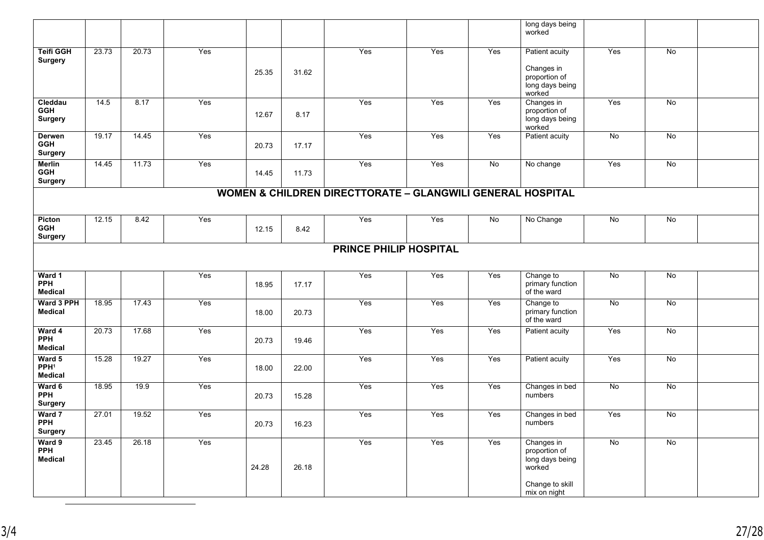|  |  |  |  |  |  |  |  |  | long days being worked |  |  |  |
|---|---|---|---|---|---|---|---|---|---|---|---|---|
| **Teifi GGH Surgery** | 23.73 | 20.73 | Yes | 25.35 | 31.62 | Yes | Yes | Yes | Patient acuity<br><br>Changes in proportion of long days being worked | Yes | No |  |
| **Cleddau GGH Surgery** | 14.5 | 8.17 | Yes | 12.67 | 8.17 | Yes | Yes | Yes | Changes in proportion of long days being worked | Yes | No |  |
| **Derwen GGH Surgery** | 19.17 | 14.45 | Yes | 20.73 | 17.17 | Yes | Yes | Yes | Patient acuity | No | No |  |
| **Merlin GGH Surgery** | 14.45 | 11.73 | Yes | 14.45 | 11.73 | Yes | Yes | No | No change | Yes | No |  |
| **WOMEN & CHILDREN DIRECTTORATE – GLANGWILI GENERAL HOSPITAL** |  |  |  |  |  |  |  |  |  |  |  |  |
| **Picton GGH Surgery** | 12.15 | 8.42 | Yes | 12.15 | 8.42 | Yes | Yes | No | No Change | No | No |  |
| **PRINCE PHILIP HOSPITAL** |  |  |  |  |  |  |  |  |  |  |  |  |
| **Ward 1 PPH Medical** |  |  | Yes | 18.95 | 17.17 | Yes | Yes | Yes | Change to primary function of the ward | No | No |  |
| **Ward 3 PPH Medical** | 18.95 | 17.43 | Yes | 18.00 | 20.73 | Yes | Yes | Yes | Change to primary function of the ward | No | No |  |
| **Ward 4 PPH Medical** | 20.73 | 17.68 | Yes | 20.73 | 19.46 | Yes | Yes | Yes | Patient acuity | Yes | No |  |
| **Ward 5 PPH[1] Medical** | 15.28 | 19.27 | Yes | 18.00 | 22.00 | Yes | Yes | Yes | Patient acuity | Yes | No |  |
| **Ward 6 PPH Surgery** | 18.95 | 19.9 | Yes | 20.73 | 15.28 | Yes | Yes | Yes | Changes in bed numbers | No | No |  |
| **Ward 7 PPH Surgery** | 27.01 | 19.52 | Yes | 20.73 | 16.23 | Yes | Yes | Yes | Changes in bed numbers | Yes | No |  |
| **Ward 9 PPH Medical** | 23.45 | 26.18 | Yes | 24.28 | 26.18 | Yes | Yes | Yes | Changes in proportion of long days being worked<br><br>Change to skill mix on night | No | No |  |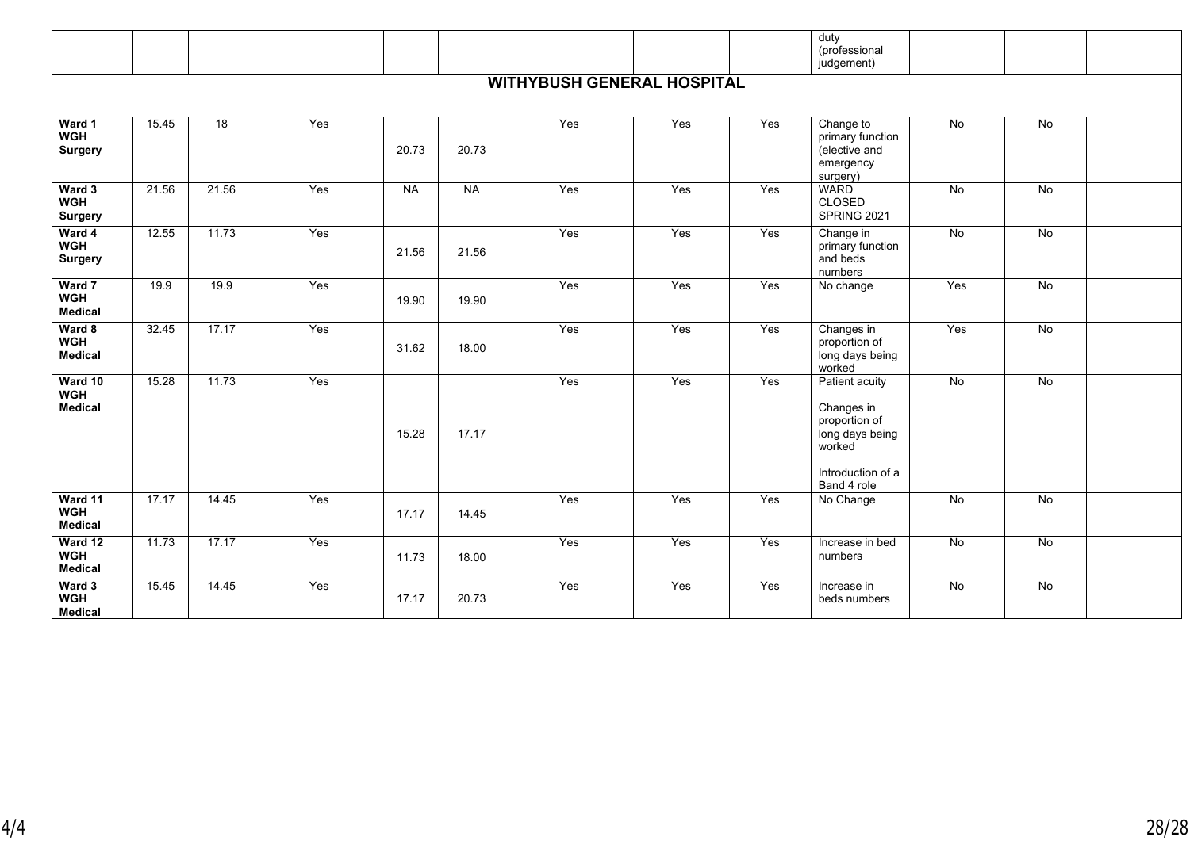| | | | | | | | | | | | | |
|---|---|---|---|---|---|---|---|---|---|---|---|---|
| | | | | | | | | | duty (professional judgement) | | | |
| **WITHYBUSH GENERAL HOSPITAL** | | | | | | | | | | | | |
| **Ward 1 WGH Surgery** | 15.45 | 18 | Yes | 20.73 | 20.73 | Yes | Yes | Yes | Change to primary function (elective and emergency surgery) | No | No | |
| **Ward 3 WGH Surgery** | 21.56 | 21.56 | Yes | NA | NA | Yes | Yes | Yes | WARD CLOSED SPRING 2021 | No | No | |
| **Ward 4 WGH Surgery** | 12.55 | 11.73 | Yes | 21.56 | 21.56 | Yes | Yes | Yes | Change in primary function and beds numbers | No | No | |
| **Ward 7 WGH Medical** | 19.9 | 19.9 | Yes | 19.90 | 19.90 | Yes | Yes | Yes | No change | Yes | No | |
| **Ward 8 WGH Medical** | 32.45 | 17.17 | Yes | 31.62 | 18.00 | Yes | Yes | Yes | Changes in proportion of long days being worked | Yes | No | |
| **Ward 10 WGH Medical** | 15.28 | 11.73 | Yes | 15.28 | 17.17 | Yes | Yes | Yes | Patient acuity<br><br>Changes in proportion of long days being worked<br><br>Introduction of a Band 4 role | No | No | |
| **Ward 11 WGH Medical** | 17.17 | 14.45 | Yes | 17.17 | 14.45 | Yes | Yes | Yes | No Change | No | No | |
| **Ward 12 WGH Medical** | 11.73 | 17.17 | Yes | 11.73 | 18.00 | Yes | Yes | Yes | Increase in bed numbers | No | No | |
| **Ward 3 WGH Medical** | 15.45 | 14.45 | Yes | 17.17 | 20.73 | Yes | Yes | Yes | Increase in beds numbers | No | No | |